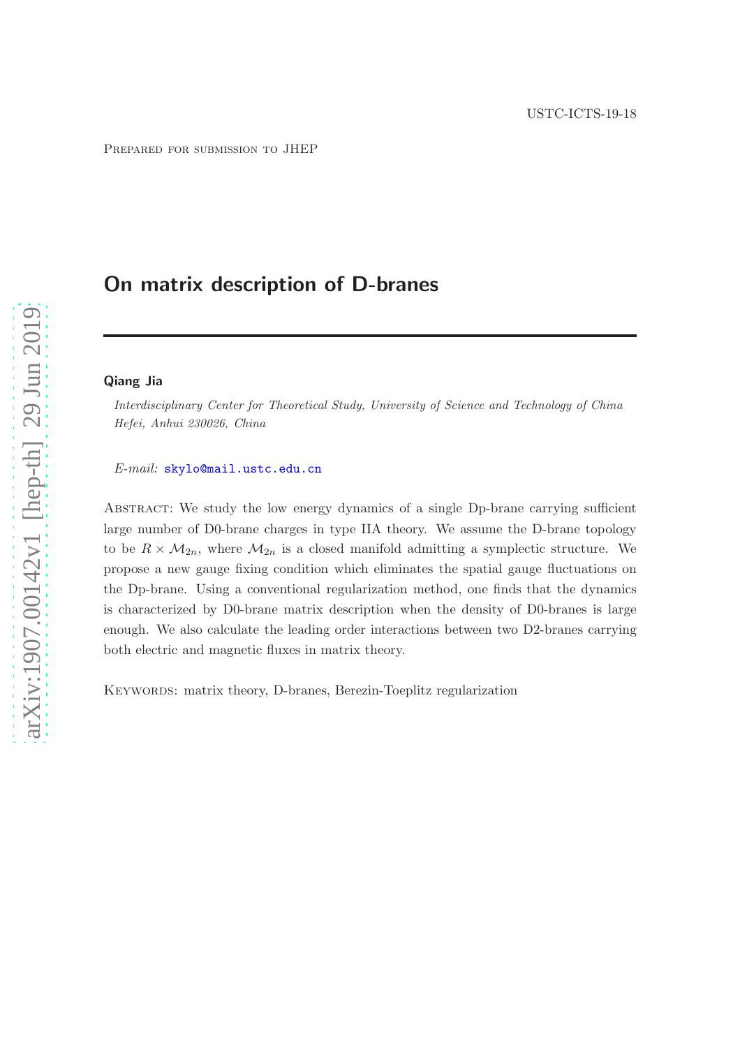USTC-ICTS-19-18

Prepared for submission to JHEP

# On matrix description of D-branes

**Qiang Jia**

*Interdisciplinary Center for Theoretical Study, University of Science and Technology of China Hefei, Anhui 230026, China*

*E-mail:* skylo@mail.ustc.edu.cn

Abstract: We study the low energy dynamics of a single Dp-brane carrying sufficient large number of D0-brane charges in type IIA theory. We assume the D-brane topology to be $R \times \mathcal{M}_{2n}$, where $\mathcal{M}_{2n}$ is a closed manifold admitting a symplectic structure. We propose a new gauge fixing condition which eliminates the spatial gauge fluctuations on the Dp-brane. Using a conventional regularization method, one finds that the dynamics is characterized by D0-brane matrix description when the density of D0-branes is large enough. We also calculate the leading order interactions between two D2-branes carrying both electric and magnetic fluxes in matrix theory.

Keywords: matrix theory, D-branes, Berezin-Toeplitz regularization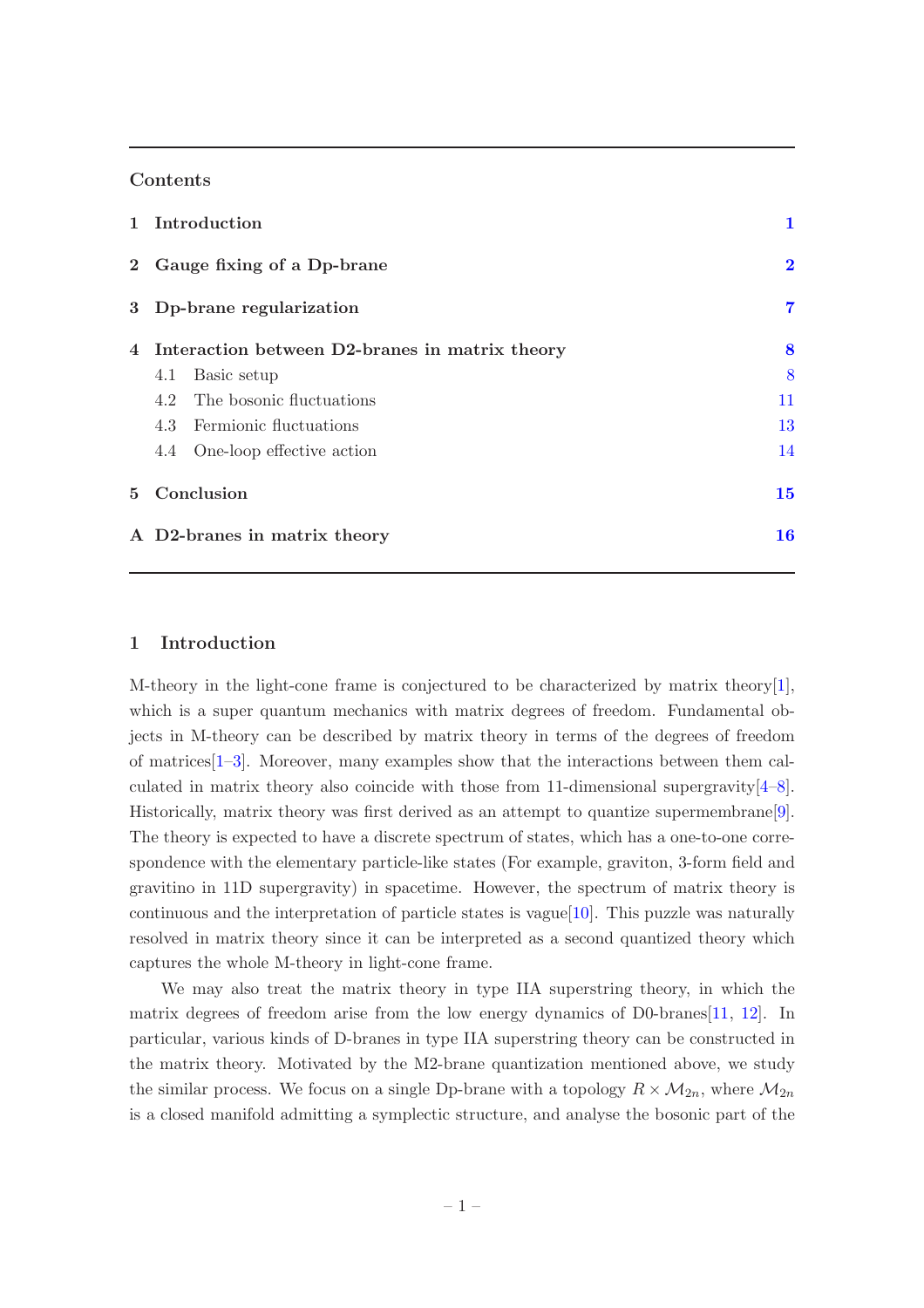## Contents

| | | |
|---|---|---|
| **1** | **Introduction** | **1** |
| **2** | **Gauge fixing of a Dp-brane** | **2** |
| **3** | **Dp-brane regularization** | **7** |
| **4** | **Interaction between D2-branes in matrix theory** | **8** |
| | 4.1 Basic setup | 8 |
| | 4.2 The bosonic fluctuations | 11 |
| | 4.3 Fermionic fluctuations | 13 |
| | 4.4 One-loop effective action | 14 |
| **5** | **Conclusion** | **15** |
| **A** | **D2-branes in matrix theory** | **16** |

# 1 Introduction

M-theory in the light-cone frame is conjectured to be characterized by matrix theory[1], which is a super quantum mechanics with matrix degrees of freedom. Fundamental objects in M-theory can be described by matrix theory in terms of the degrees of freedom of matrices[1–3]. Moreover, many examples show that the interactions between them calculated in matrix theory also coincide with those from 11-dimensional supergravity[4–8]. Historically, matrix theory was first derived as an attempt to quantize supermembrane[9]. The theory is expected to have a discrete spectrum of states, which has a one-to-one correspondence with the elementary particle-like states (For example, graviton, 3-form field and gravitino in 11D supergravity) in spacetime. However, the spectrum of matrix theory is continuous and the interpretation of particle states is vague[10]. This puzzle was naturally resolved in matrix theory since it can be interpreted as a second quantized theory which captures the whole M-theory in light-cone frame.

We may also treat the matrix theory in type IIA superstring theory, in which the matrix degrees of freedom arise from the low energy dynamics of D0-branes[11, 12]. In particular, various kinds of D-branes in type IIA superstring theory can be constructed in the matrix theory. Motivated by the M2-brane quantization mentioned above, we study the similar process. We focus on a single Dp-brane with a topology $R \times \mathcal{M}_{2n}$, where $\mathcal{M}_{2n}$ is a closed manifold admitting a symplectic structure, and analyse the bosonic part of the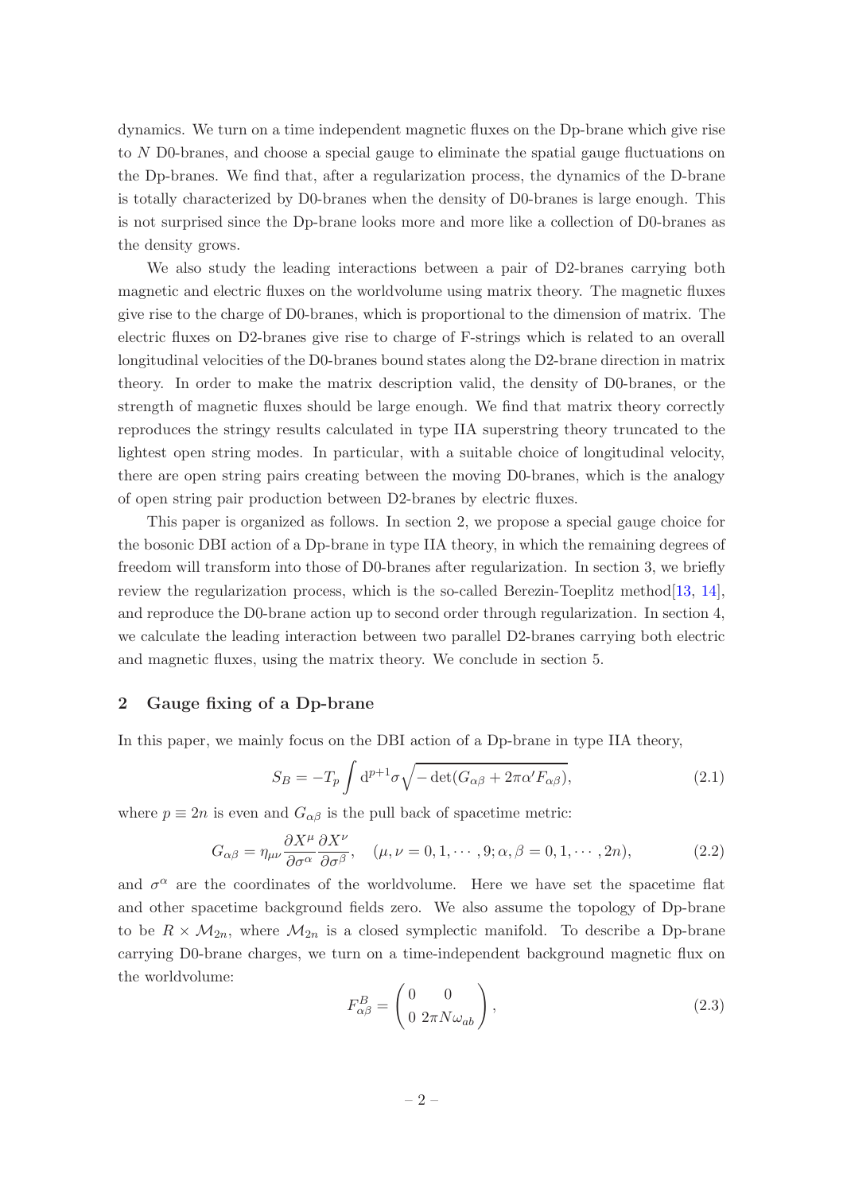dynamics. We turn on a time independent magnetic fluxes on the Dp-brane which give rise to $N$ D0-branes, and choose a special gauge to eliminate the spatial gauge fluctuations on the Dp-branes. We find that, after a regularization process, the dynamics of the D-brane is totally characterized by D0-branes when the density of D0-branes is large enough. This is not surprised since the Dp-brane looks more and more like a collection of D0-branes as the density grows.

We also study the leading interactions between a pair of D2-branes carrying both magnetic and electric fluxes on the worldvolume using matrix theory. The magnetic fluxes give rise to the charge of D0-branes, which is proportional to the dimension of matrix. The electric fluxes on D2-branes give rise to charge of F-strings which is related to an overall longitudinal velocities of the D0-branes bound states along the D2-brane direction in matrix theory. In order to make the matrix description valid, the density of D0-branes, or the strength of magnetic fluxes should be large enough. We find that matrix theory correctly reproduces the stringy results calculated in type IIA superstring theory truncated to the lightest open string modes. In particular, with a suitable choice of longitudinal velocity, there are open string pairs creating between the moving D0-branes, which is the analogy of open string pair production between D2-branes by electric fluxes.

This paper is organized as follows. In section 2, we propose a special gauge choice for the bosonic DBI action of a Dp-brane in type IIA theory, in which the remaining degrees of freedom will transform into those of D0-branes after regularization. In section 3, we briefly review the regularization process, which is the so-called Berezin-Toeplitz method[13, 14], and reproduce the D0-brane action up to second order through regularization. In section 4, we calculate the leading interaction between two parallel D2-branes carrying both electric and magnetic fluxes, using the matrix theory. We conclude in section 5.

## 2 Gauge fixing of a Dp-brane

In this paper, we mainly focus on the DBI action of a Dp-brane in type IIA theory,

$$S_B = -T_p \int \mathrm{d}^{p+1}\sigma \sqrt{-\det(G_{\alpha\beta} + 2\pi\alpha' F_{\alpha\beta})}, \tag{2.1}$$

where $p \equiv 2n$ is even and $G_{\alpha\beta}$ is the pull back of spacetime metric:

$$G_{\alpha\beta} = \eta_{\mu\nu} \frac{\partial X^\mu}{\partial \sigma^\alpha} \frac{\partial X^\nu}{\partial \sigma^\beta}, \quad (\mu, \nu = 0, 1, \cdots, 9; \alpha, \beta = 0, 1, \cdots, 2n), \tag{2.2}$$

and $\sigma^\alpha$ are the coordinates of the worldvolume. Here we have set the spacetime flat and other spacetime background fields zero. We also assume the topology of Dp-brane to be $R \times \mathcal{M}_{2n}$, where $\mathcal{M}_{2n}$ is a closed symplectic manifold. To describe a Dp-brane carrying D0-brane charges, we turn on a time-independent background magnetic flux on the worldvolume:

$$F^B_{\alpha\beta} = \begin{pmatrix} 0 & 0 \\ 0 & 2\pi N \omega_{ab} \end{pmatrix}, \tag{2.3}$$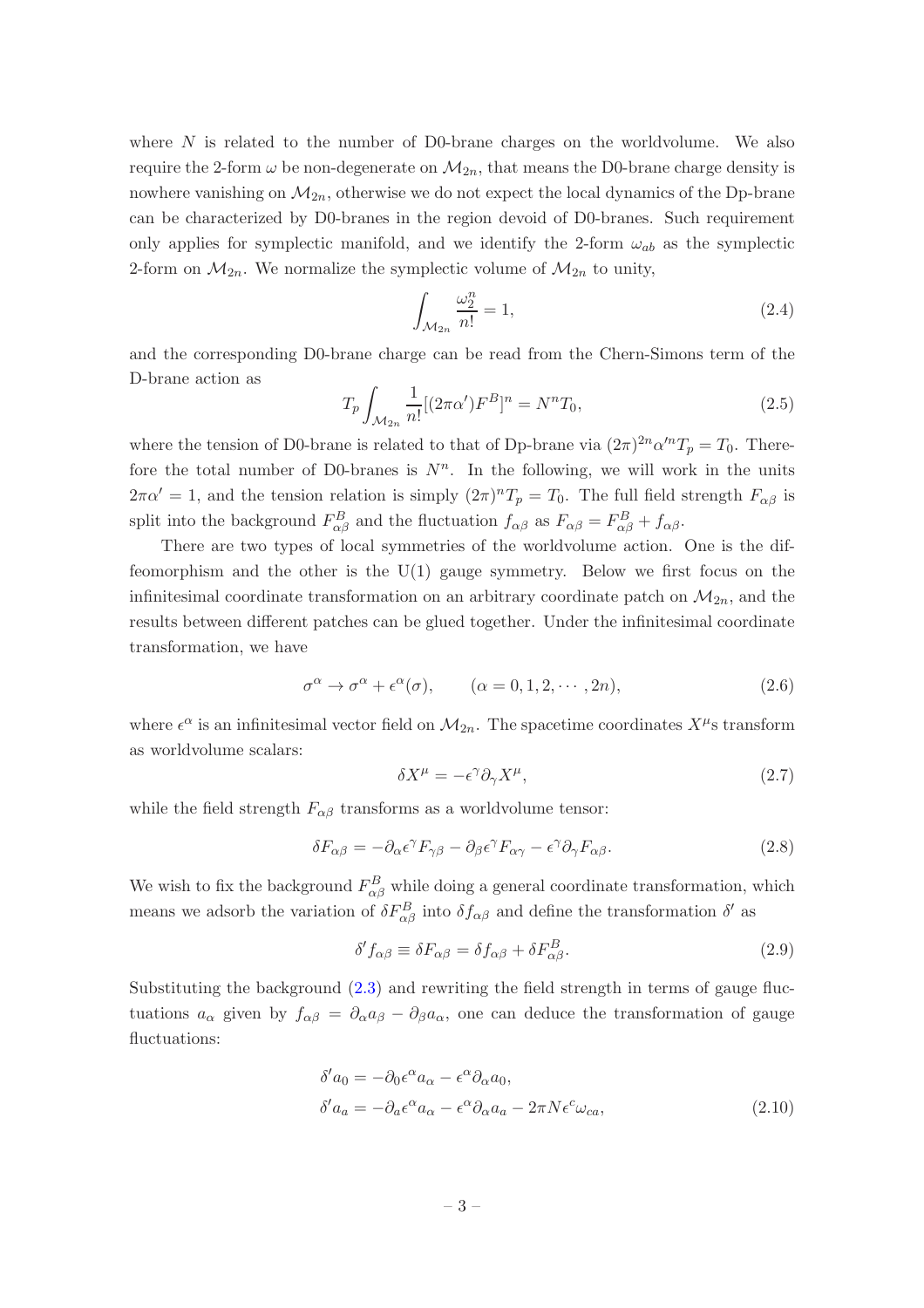where $N$ is related to the number of D0-brane charges on the worldvolume. We also require the 2-form $\omega$ be non-degenerate on $\mathcal{M}_{2n}$, that means the D0-brane charge density is nowhere vanishing on $\mathcal{M}_{2n}$, otherwise we do not expect the local dynamics of the Dp-brane can be characterized by D0-branes in the region devoid of D0-branes. Such requirement only applies for symplectic manifold, and we identify the 2-form $\omega_{ab}$ as the symplectic 2-form on $\mathcal{M}_{2n}$. We normalize the symplectic volume of $\mathcal{M}_{2n}$ to unity,

$$\int_{\mathcal{M}_{2n}} \frac{\omega_2^n}{n!} = 1, \tag{2.4}$$

and the corresponding D0-brane charge can be read from the Chern-Simons term of the D-brane action as

$$T_p \int_{\mathcal{M}_{2n}} \frac{1}{n!}[(2\pi\alpha')F^B]^n = N^n T_0, \tag{2.5}$$

where the tension of D0-brane is related to that of Dp-brane via $(2\pi)^{2n}\alpha'^n T_p = T_0$. Therefore the total number of D0-branes is $N^n$. In the following, we will work in the units $2\pi\alpha' = 1$, and the tension relation is simply $(2\pi)^n T_p = T_0$. The full field strength $F_{\alpha\beta}$ is split into the background $F^B_{\alpha\beta}$ and the fluctuation $f_{\alpha\beta}$ as $F_{\alpha\beta} = F^B_{\alpha\beta} + f_{\alpha\beta}$.

There are two types of local symmetries of the worldvolume action. One is the diffeomorphism and the other is the U(1) gauge symmetry. Below we first focus on the infinitesimal coordinate transformation on an arbitrary coordinate patch on $\mathcal{M}_{2n}$, and the results between different patches can be glued together. Under the infinitesimal coordinate transformation, we have

$$\sigma^\alpha \to \sigma^\alpha + \epsilon^\alpha(\sigma), \qquad (\alpha = 0, 1, 2, \cdots, 2n), \tag{2.6}$$

where $\epsilon^\alpha$ is an infinitesimal vector field on $\mathcal{M}_{2n}$. The spacetime coordinates $X^\mu$s transform as worldvolume scalars:

$$\delta X^\mu = -\epsilon^\gamma \partial_\gamma X^\mu, \tag{2.7}$$

while the field strength $F_{\alpha\beta}$ transforms as a worldvolume tensor:

$$\delta F_{\alpha\beta} = -\partial_\alpha \epsilon^\gamma F_{\gamma\beta} - \partial_\beta \epsilon^\gamma F_{\alpha\gamma} - \epsilon^\gamma \partial_\gamma F_{\alpha\beta}. \tag{2.8}$$

We wish to fix the background $F^B_{\alpha\beta}$ while doing a general coordinate transformation, which means we adsorb the variation of $\delta F^B_{\alpha\beta}$ into $\delta f_{\alpha\beta}$ and define the transformation $\delta'$ as

$$\delta' f_{\alpha\beta} \equiv \delta F_{\alpha\beta} = \delta f_{\alpha\beta} + \delta F^B_{\alpha\beta}. \tag{2.9}$$

Substituting the background (2.3) and rewriting the field strength in terms of gauge fluctuations $a_\alpha$ given by $f_{\alpha\beta} = \partial_\alpha a_\beta - \partial_\beta a_\alpha$, one can deduce the transformation of gauge fluctuations:

$$\begin{aligned}
\delta' a_0 &= -\partial_0 \epsilon^\alpha a_\alpha - \epsilon^\alpha \partial_\alpha a_0, \\
\delta' a_a &= -\partial_a \epsilon^\alpha a_\alpha - \epsilon^\alpha \partial_\alpha a_a - 2\pi N \epsilon^c \omega_{ca},
\end{aligned} \tag{2.10}$$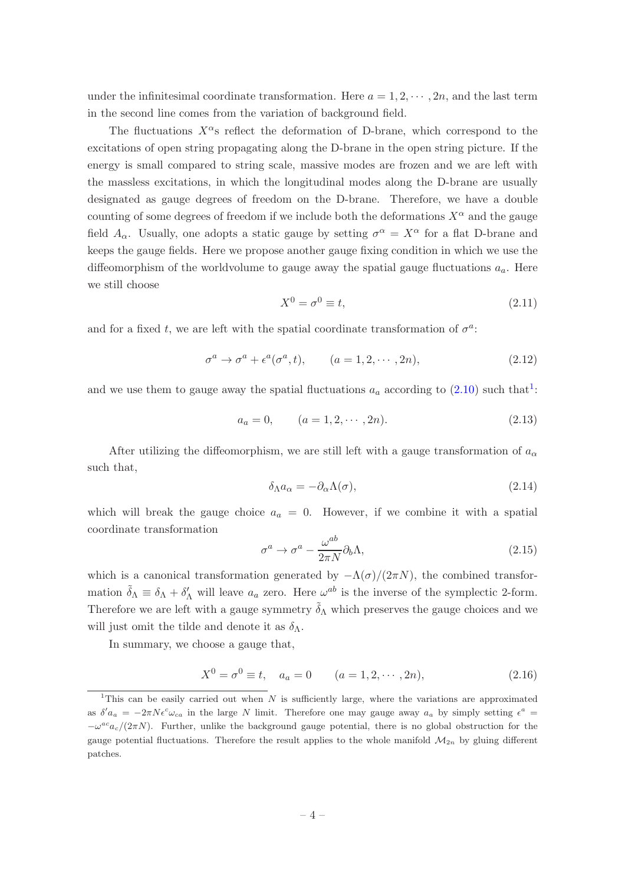under the infinitesimal coordinate transformation. Here $a = 1, 2, \cdots, 2n$, and the last term in the second line comes from the variation of background field.

The fluctuations $X^\alpha$s reflect the deformation of D-brane, which correspond to the excitations of open string propagating along the D-brane in the open string picture. If the energy is small compared to string scale, massive modes are frozen and we are left with the massless excitations, in which the longitudinal modes along the D-brane are usually designated as gauge degrees of freedom on the D-brane. Therefore, we have a double counting of some degrees of freedom if we include both the deformations $X^\alpha$ and the gauge field $A_\alpha$. Usually, one adopts a static gauge by setting $\sigma^\alpha = X^\alpha$ for a flat D-brane and keeps the gauge fields. Here we propose another gauge fixing condition in which we use the diffeomorphism of the worldvolume to gauge away the spatial gauge fluctuations $a_a$. Here we still choose

$$X^0 = \sigma^0 \equiv t, \tag{2.11}$$

and for a fixed $t$, we are left with the spatial coordinate transformation of $\sigma^a$:

$$\sigma^a \to \sigma^a + \epsilon^a(\sigma^a, t), \qquad (a = 1, 2, \cdots, 2n), \tag{2.12}$$

and we use them to gauge away the spatial fluctuations $a_a$ according to (2.10) such that[1]:

$$a_a = 0, \qquad (a = 1, 2, \cdots, 2n). \tag{2.13}$$

After utilizing the diffeomorphism, we are still left with a gauge transformation of $a_\alpha$ such that,

$$\delta_\Lambda a_\alpha = -\partial_\alpha \Lambda(\sigma), \tag{2.14}$$

which will break the gauge choice $a_a = 0$. However, if we combine it with a spatial coordinate transformation

$$\sigma^a \to \sigma^a - \frac{\omega^{ab}}{2\pi N}\partial_b \Lambda, \tag{2.15}$$

which is a canonical transformation generated by $-\Lambda(\sigma)/(2\pi N)$, the combined transformation $\tilde{\delta}_\Lambda \equiv \delta_\Lambda + \delta'_\Lambda$ will leave $a_a$ zero. Here $\omega^{ab}$ is the inverse of the symplectic 2-form. Therefore we are left with a gauge symmetry $\tilde{\delta}_\Lambda$ which preserves the gauge choices and we will just omit the tilde and denote it as $\delta_\Lambda$.

In summary, we choose a gauge that,

$$X^0 = \sigma^0 \equiv t, \quad a_a = 0 \qquad (a = 1, 2, \cdots, 2n), \tag{2.16}$$

---

[1] This can be easily carried out when $N$ is sufficiently large, where the variations are approximated as $\delta' a_a = -2\pi N \epsilon^c \omega_{ca}$ in the large $N$ limit. Therefore one may gauge away $a_a$ by simply setting $\epsilon^a = -\omega^{ac} a_c/(2\pi N)$. Further, unlike the background gauge potential, there is no global obstruction for the gauge potential fluctuations. Therefore the result applies to the whole manifold $\mathcal{M}_{2n}$ by gluing different patches.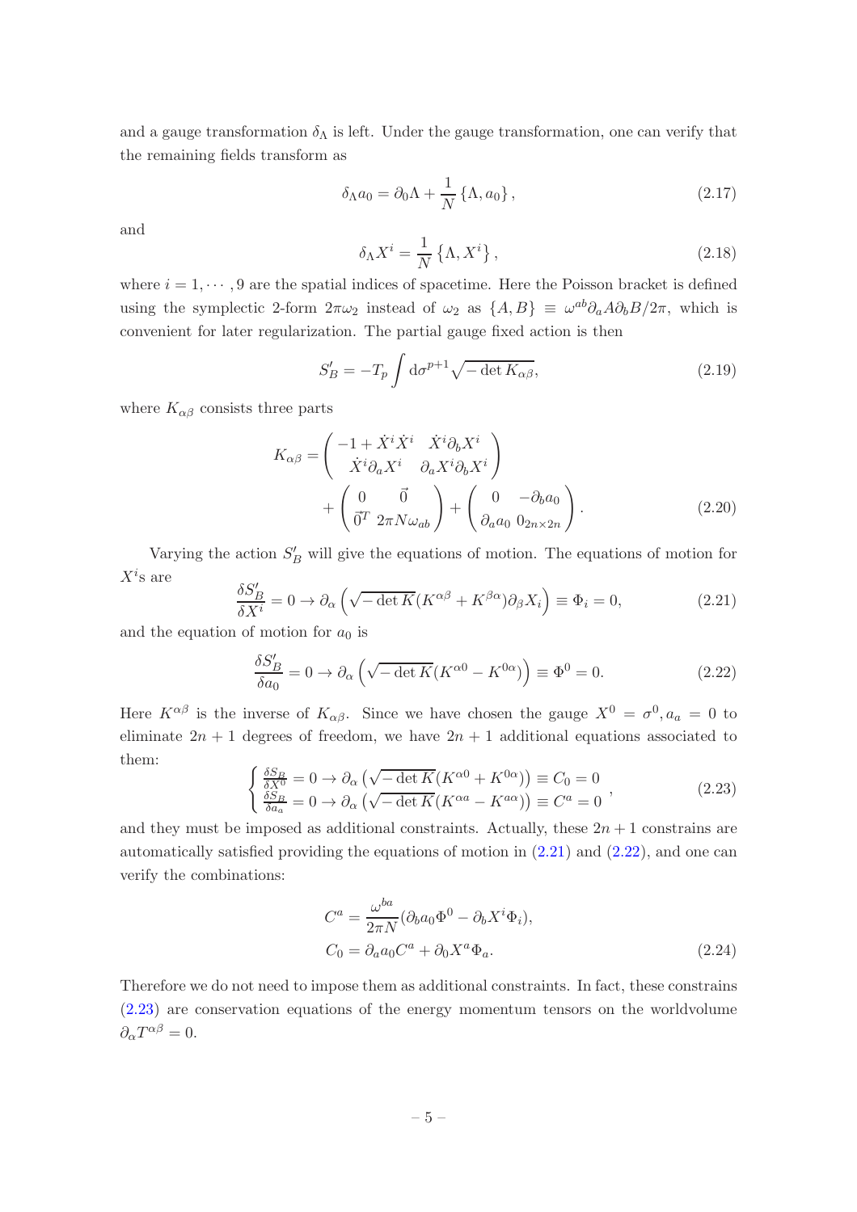and a gauge transformation $\delta_\Lambda$ is left. Under the gauge transformation, one can verify that the remaining fields transform as

$$\delta_\Lambda a_0 = \partial_0 \Lambda + \frac{1}{N} \{\Lambda, a_0\}, \tag{2.17}$$

and

$$\delta_\Lambda X^i = \frac{1}{N} \{\Lambda, X^i\}, \tag{2.18}$$

where $i = 1, \cdots, 9$ are the spatial indices of spacetime. Here the Poisson bracket is defined using the symplectic 2-form $2\pi\omega_2$ instead of $\omega_2$ as $\{A, B\} \equiv \omega^{ab}\partial_a A \partial_b B/2\pi$, which is convenient for later regularization. The partial gauge fixed action is then

$$S'_B = -T_p \int \mathrm{d}\sigma^{p+1} \sqrt{-\det K_{\alpha\beta}}, \tag{2.19}$$

where $K_{\alpha\beta}$ consists three parts

$$\begin{aligned} K_{\alpha\beta} = &\begin{pmatrix} -1 + \dot{X}^i \dot{X}^i & \dot{X}^i \partial_b X^i \\ \dot{X}^i \partial_a X^i & \partial_a X^i \partial_b X^i \end{pmatrix} \\ &+ \begin{pmatrix} 0 & \vec{0} \\ \vec{0}^T & 2\pi N \omega_{ab} \end{pmatrix} + \begin{pmatrix} 0 & -\partial_b a_0 \\ \partial_a a_0 & 0_{2n\times 2n} \end{pmatrix}. \end{aligned} \tag{2.20}$$

Varying the action $S'_B$ will give the equations of motion. The equations of motion for $X^i$s are

$$\frac{\delta S'_B}{\delta X^i} = 0 \to \partial_\alpha \left( \sqrt{-\det K} (K^{\alpha\beta} + K^{\beta\alpha}) \partial_\beta X_i \right) \equiv \Phi_i = 0, \tag{2.21}$$

and the equation of motion for $a_0$ is

$$\frac{\delta S'_B}{\delta a_0} = 0 \to \partial_\alpha \left( \sqrt{-\det K} (K^{\alpha 0} - K^{0\alpha}) \right) \equiv \Phi^0 = 0. \tag{2.22}$$

Here $K^{\alpha\beta}$ is the inverse of $K_{\alpha\beta}$. Since we have chosen the gauge $X^0 = \sigma^0, a_a = 0$ to eliminate $2n+1$ degrees of freedom, we have $2n+1$ additional equations associated to them:

$$\begin{cases} \frac{\delta S_B}{\delta X^0} = 0 \to \partial_\alpha \left( \sqrt{-\det K} (K^{\alpha 0} + K^{0\alpha}) \right) \equiv C_0 = 0 \\ \frac{\delta S_B}{\delta a_a} = 0 \to \partial_\alpha \left( \sqrt{-\det K} (K^{\alpha a} - K^{a\alpha}) \right) \equiv C^a = 0 \end{cases}, \tag{2.23}$$

and they must be imposed as additional constraints. Actually, these $2n+1$ constrains are automatically satisfied providing the equations of motion in (2.21) and (2.22), and one can verify the combinations:

$$\begin{aligned} C^a &= \frac{\omega^{ba}}{2\pi N} (\partial_b a_0 \Phi^0 - \partial_b X^i \Phi_i), \\ C_0 &= \partial_a a_0 C^a + \partial_0 X^a \Phi_a. \end{aligned} \tag{2.24}$$

Therefore we do not need to impose them as additional constraints. In fact, these constrains (2.23) are conservation equations of the energy momentum tensors on the worldvolume $\partial_\alpha T^{\alpha\beta} = 0$.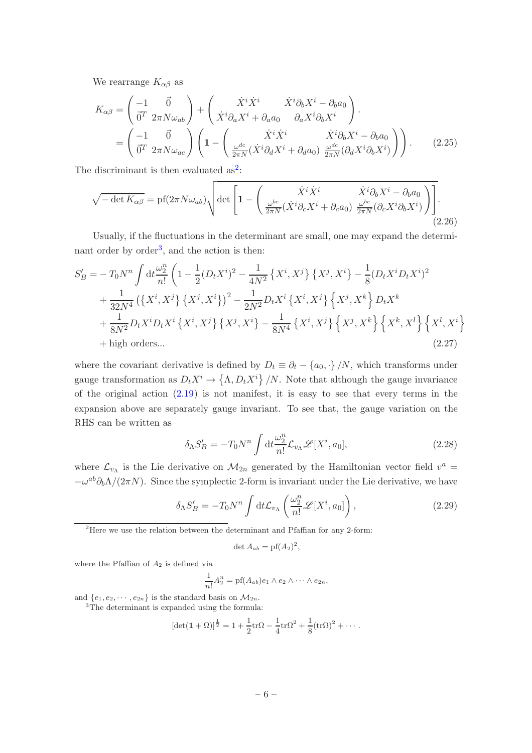We rearrange $K_{\alpha\beta}$ as

$$
\begin{aligned}
K_{\alpha\beta} &= \begin{pmatrix} -1 & \vec{0} \\ \vec{0}^T & 2\pi N\omega_{ab} \end{pmatrix} + \begin{pmatrix} \dot{X}^i\dot{X}^i & \dot{X}^i\partial_b X^i - \partial_b a_0 \\ \dot{X}^i\partial_a X^i + \partial_a a_0 & \partial_a X^i \partial_b X^i \end{pmatrix}. \\
&= \begin{pmatrix} -1 & \vec{0} \\ \vec{0}^T & 2\pi N\omega_{ac} \end{pmatrix} \left( \mathbf{1} - \begin{pmatrix} \dot{X}^i\dot{X}^i & \dot{X}^i\partial_b X^i - \partial_b a_0 \\ \frac{\omega^{dc}}{2\pi N}(\dot{X}^i\partial_d X^i + \partial_d a_0) & \frac{\omega^{dc}}{2\pi N}(\partial_d X^i \partial_b X^i) \end{pmatrix} \right).
\end{aligned} \tag{2.25}
$$

The discriminant is then evaluated as[2]:

$$
\sqrt{-\det K_{\alpha\beta}} = \mathrm{pf}(2\pi N\omega_{ab}) \sqrt{\det\left[ \mathbf{1} - \begin{pmatrix} \dot{X}^i\dot{X}^i & \dot{X}^i\partial_b X^i - \partial_b a_0 \\ \frac{\omega^{bc}}{2\pi N}(\dot{X}^i\partial_c X^i + \partial_c a_0) & \frac{\omega^{bc}}{2\pi N}(\partial_c X^i \partial_b X^i) \end{pmatrix} \right]}. \tag{2.26}
$$

Usually, if the fluctuations in the determinant are small, one may expand the determinant order by order[3], and the action is then:

$$
\begin{aligned}
S'_B = &- T_0 N^n \int \mathrm{d}t \frac{\omega_2^n}{n!} \bigg( 1 - \frac{1}{2}(D_t X^i)^2 - \frac{1}{4N^2}\left\{X^i, X^j\right\}\left\{X^j, X^i\right\} - \frac{1}{8}(D_t X^i D_t X^i)^2 \\
&+ \frac{1}{32N^4}\left(\left\{X^i, X^j\right\}\left\{X^j, X^i\right\}\right)^2 - \frac{1}{2N^2} D_t X^i \left\{X^i, X^j\right\}\left\{X^j, X^k\right\} D_t X^k \\
&+ \frac{1}{8N^2} D_t X^i D_t X^i \left\{X^i, X^j\right\}\left\{X^j, X^i\right\} - \frac{1}{8N^4}\left\{X^i, X^j\right\}\left\{X^j, X^k\right\}\left\{X^k, X^l\right\}\left\{X^l, X^i\right\} \\
&+ \text{high orders...}
\end{aligned} \tag{2.27}
$$

where the covariant derivative is defined by $D_t \equiv \partial_t - \{a_0, \cdot\}/N$, which transforms under gauge transformation as $D_t X^i \to \left\{\Lambda, D_t X^i\right\}/N$. Note that although the gauge invariance of the original action (2.19) is not manifest, it is easy to see that every terms in the expansion above are separately gauge invariant. To see that, the gauge variation on the RHS can be written as

$$
\delta_\Lambda S'_B = -T_0 N^n \int \mathrm{d}t \frac{\omega_2^n}{n!} \mathcal{L}_{v_\Lambda} \mathscr{L}[X^i, a_0], \tag{2.28}
$$

where $\mathcal{L}_{v_\Lambda}$ is the Lie derivative on $\mathcal{M}_{2n}$ generated by the Hamiltonian vector field $v^a = -\omega^{ab}\partial_b\Lambda/(2\pi N)$. Since the symplectic 2-form is invariant under the Lie derivative, we have

$$
\delta_\Lambda S'_B = -T_0 N^n \int \mathrm{d}t \mathcal{L}_{v_\Lambda} \left( \frac{\omega_2^n}{n!} \mathscr{L}[X^i, a_0] \right), \tag{2.29}
$$

---

[2] Here we use the relation between the determinant and Pfaffian for any 2-form:

$$
\det A_{ab} = \mathrm{pf}(A_2)^2,
$$

where the Pfaffian of $A_2$ is defined via

$$
\frac{1}{n!} A_2^n = \mathrm{pf}(A_{ab}) e_1 \wedge e_2 \wedge \cdots \wedge e_{2n},
$$

and $\{e_1, e_2, \cdots, e_{2n}\}$ is the standard basis on $\mathcal{M}_{2n}$.

[3] The determinant is expanded using the formula:

$$
[\det(\mathbf{1} + \Omega)]^{\frac{1}{2}} = 1 + \frac{1}{2}\mathrm{tr}\Omega - \frac{1}{4}\mathrm{tr}\Omega^2 + \frac{1}{8}(\mathrm{tr}\Omega)^2 + \cdots.
$$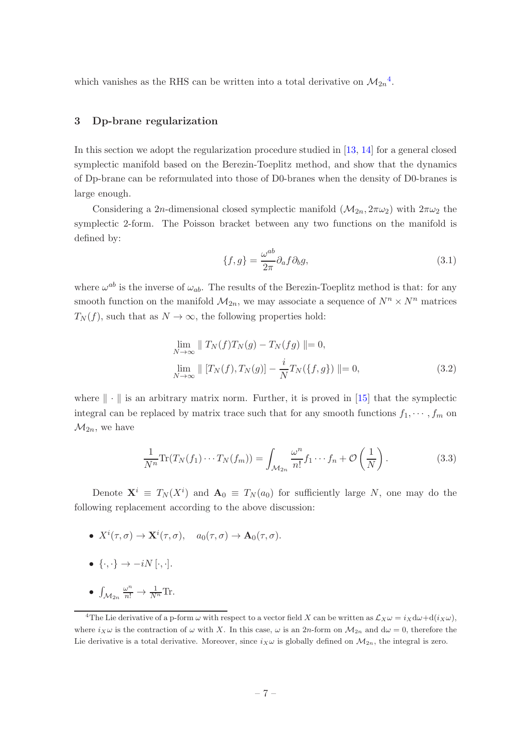which vanishes as the RHS can be written into a total derivative on $\mathcal{M}_{2n}$[4].

## 3 Dp-brane regularization

In this section we adopt the regularization procedure studied in [13, 14] for a general closed symplectic manifold based on the Berezin-Toeplitz method, and show that the dynamics of Dp-brane can be reformulated into those of D0-branes when the density of D0-branes is large enough.

Considering a $2n$-dimensional closed symplectic manifold $(\mathcal{M}_{2n}, 2\pi\omega_2)$ with $2\pi\omega_2$ the symplectic 2-form. The Poisson bracket between any two functions on the manifold is defined by:

$$\{f, g\} = \frac{\omega^{ab}}{2\pi}\partial_a f \partial_b g, \tag{3.1}$$

where $\omega^{ab}$ is the inverse of $\omega_{ab}$. The results of the Berezin-Toeplitz method is that: for any smooth function on the manifold $\mathcal{M}_{2n}$, we may associate a sequence of $N^n \times N^n$ matrices $T_N(f)$, such that as $N \to \infty$, the following properties hold:

$$\begin{aligned}
&\lim_{N\to\infty} \parallel T_N(f)T_N(g) - T_N(fg) \parallel = 0, \\
&\lim_{N\to\infty} \parallel [T_N(f), T_N(g)] - \frac{i}{N} T_N(\{f, g\}) \parallel = 0,
\end{aligned} \tag{3.2}$$

where $\parallel \cdot \parallel$ is an arbitrary matrix norm. Further, it is proved in [15] that the symplectic integral can be replaced by matrix trace such that for any smooth functions $f_1, \cdots, f_m$ on $\mathcal{M}_{2n}$, we have

$$\frac{1}{N^n}\mathrm{Tr}(T_N(f_1)\cdots T_N(f_m)) = \int_{\mathcal{M}_{2n}} \frac{\omega^n}{n!} f_1 \cdots f_n + \mathcal{O}\left(\frac{1}{N}\right). \tag{3.3}$$

Denote $\mathbf{X}^i \equiv T_N(X^i)$ and $\mathbf{A}_0 \equiv T_N(a_0)$ for sufficiently large $N$, one may do the following replacement according to the above discussion:

- $X^i(\tau, \sigma) \to \mathbf{X}^i(\tau, \sigma), \quad a_0(\tau, \sigma) \to \mathbf{A}_0(\tau, \sigma)$.
- $\{\cdot, \cdot\} \to -iN\,[\cdot, \cdot]$.
- $\int_{\mathcal{M}_{2n}} \frac{\omega^n}{n!} \to \frac{1}{N^n}\mathrm{Tr}$.

[4] The Lie derivative of a p-form $\omega$ with respect to a vector field $X$ can be written as $\mathcal{L}_X\omega = i_X \mathrm{d}\omega + \mathrm{d}(i_X\omega)$, where $i_X\omega$ is the contraction of $\omega$ with $X$. In this case, $\omega$ is an $2n$-form on $\mathcal{M}_{2n}$ and $\mathrm{d}\omega = 0$, therefore the Lie derivative is a total derivative. Moreover, since $i_X\omega$ is globally defined on $\mathcal{M}_{2n}$, the integral is zero.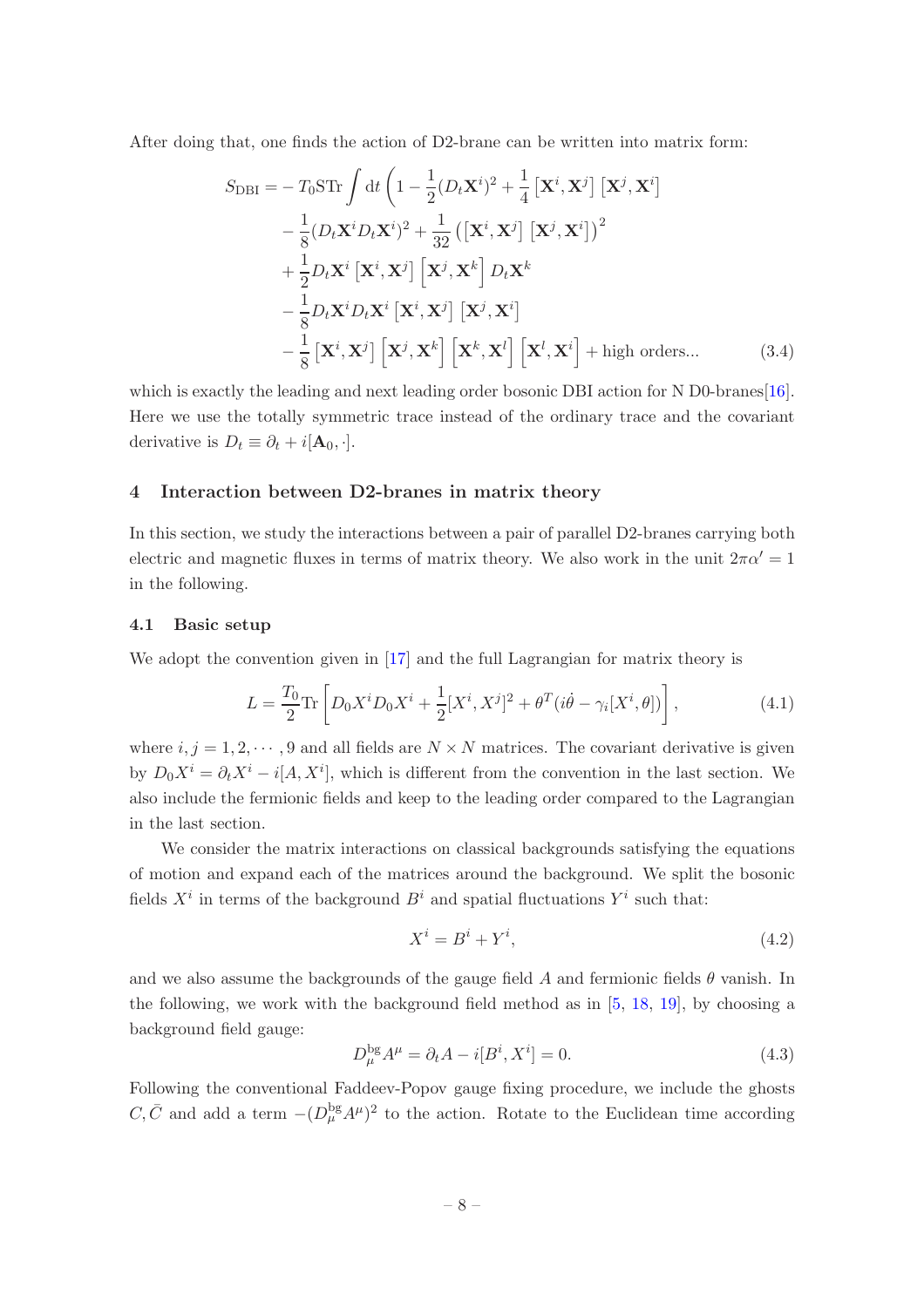After doing that, one finds the action of D2-brane can be written into matrix form:

$$
\begin{aligned}
S_{\rm DBI} = & -T_0 {\rm STr} \int {\rm d}t \left( 1 - \frac{1}{2}(D_t\mathbf{X}^i)^2 + \frac{1}{4}\left[\mathbf{X}^i, \mathbf{X}^j\right]\left[\mathbf{X}^j, \mathbf{X}^i\right] \right. \\
& - \frac{1}{8}(D_t\mathbf{X}^i D_t\mathbf{X}^i)^2 + \frac{1}{32}\left(\left[\mathbf{X}^i, \mathbf{X}^j\right]\left[\mathbf{X}^j, \mathbf{X}^i\right]\right)^2 \\
& + \frac{1}{2}D_t\mathbf{X}^i\left[\mathbf{X}^i, \mathbf{X}^j\right]\left[\mathbf{X}^j, \mathbf{X}^k\right]D_t\mathbf{X}^k \\
& - \frac{1}{8}D_t\mathbf{X}^i D_t\mathbf{X}^i\left[\mathbf{X}^i, \mathbf{X}^j\right]\left[\mathbf{X}^j, \mathbf{X}^i\right] \\
& \left. - \frac{1}{8}\left[\mathbf{X}^i, \mathbf{X}^j\right]\left[\mathbf{X}^j, \mathbf{X}^k\right]\left[\mathbf{X}^k, \mathbf{X}^l\right]\left[\mathbf{X}^l, \mathbf{X}^i\right] + \text{high orders...} \right. \qquad (3.4)
\end{aligned}
$$

which is exactly the leading and next leading order bosonic DBI action for N D0-branes[16]. Here we use the totally symmetric trace instead of the ordinary trace and the covariant derivative is $D_t \equiv \partial_t + i[\mathbf{A}_0, \cdot]$.

## 4 Interaction between D2-branes in matrix theory

In this section, we study the interactions between a pair of parallel D2-branes carrying both electric and magnetic fluxes in terms of matrix theory. We also work in the unit $2\pi\alpha' = 1$ in the following.

### 4.1 Basic setup

We adopt the convention given in [17] and the full Lagrangian for matrix theory is

$$
L = \frac{T_0}{2}{\rm Tr}\left[D_0X^iD_0X^i + \frac{1}{2}[X^i, X^j]^2 + \theta^T(i\dot{\theta} - \gamma_i[X^i, \theta])\right], \qquad (4.1)
$$

where $i, j = 1, 2, \cdots, 9$ and all fields are $N \times N$ matrices. The covariant derivative is given by $D_0X^i = \partial_t X^i - i[A, X^i]$, which is different from the convention in the last section. We also include the fermionic fields and keep to the leading order compared to the Lagrangian in the last section.

We consider the matrix interactions on classical backgrounds satisfying the equations of motion and expand each of the matrices around the background. We split the bosonic fields $X^i$ in terms of the background $B^i$ and spatial fluctuations $Y^i$ such that:

$$
X^i = B^i + Y^i, \qquad (4.2)
$$

and we also assume the backgrounds of the gauge field $A$ and fermionic fields $\theta$ vanish. In the following, we work with the background field method as in [5, 18, 19], by choosing a background field gauge:

$$
D^{\rm bg}_\mu A^\mu = \partial_t A - i[B^i, X^i] = 0. \qquad (4.3)
$$

Following the conventional Faddeev-Popov gauge fixing procedure, we include the ghosts $C, \bar{C}$ and add a term $-(D^{\rm bg}_\mu A^\mu)^2$ to the action. Rotate to the Euclidean time according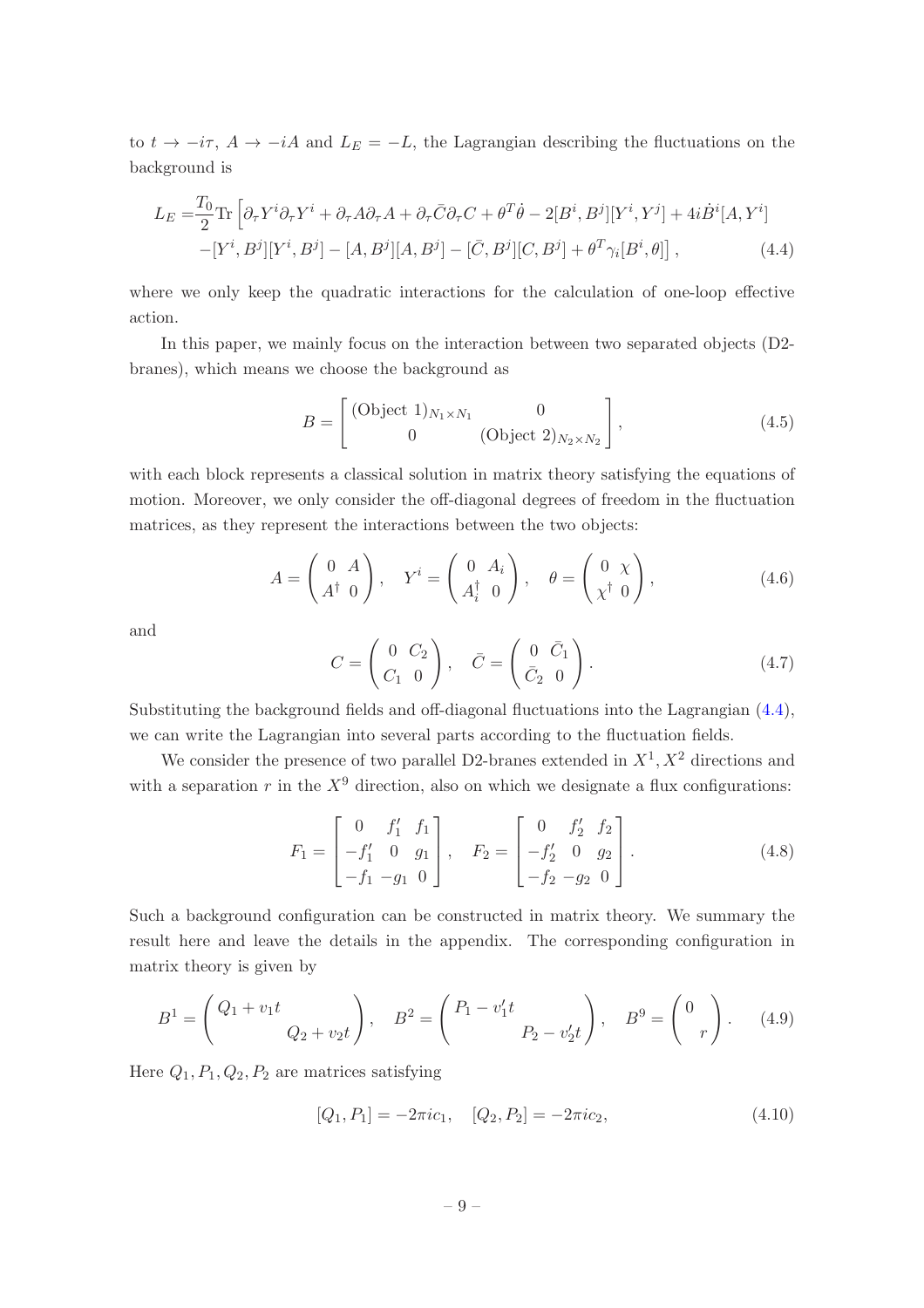to $t \to -i\tau$, $A \to -iA$ and $L_E = -L$, the Lagrangian describing the fluctuations on the background is

$$
\begin{aligned}
L_E =&\frac{T_0}{2}\mathrm{Tr}\left[\partial_\tau Y^i \partial_\tau Y^i + \partial_\tau A \partial_\tau A + \partial_\tau \bar{C}\partial_\tau C + \theta^T\dot{\theta} - 2[B^i, B^j][Y^i, Y^j] + 4i\dot{B}^i[A, Y^i]\right. \\
&\left. -[Y^i, B^j][Y^i, B^j] - [A, B^j][A, B^j] - [\bar{C}, B^j][C, B^j] + \theta^T\gamma_i[B^i, \theta]\right],
\end{aligned}
\tag{4.4}
$$

where we only keep the quadratic interactions for the calculation of one-loop effective action.

In this paper, we mainly focus on the interaction between two separated objects (D2-branes), which means we choose the background as

$$
B = \begin{bmatrix} (\text{Object 1})_{N_1\times N_1} & 0 \\ 0 & (\text{Object 2})_{N_2\times N_2} \end{bmatrix},
\tag{4.5}
$$

with each block represents a classical solution in matrix theory satisfying the equations of motion. Moreover, we only consider the off-diagonal degrees of freedom in the fluctuation matrices, as they represent the interactions between the two objects:

$$
A = \begin{pmatrix} 0 & A \\ A^\dagger & 0 \end{pmatrix}, \quad Y^i = \begin{pmatrix} 0 & A_i \\ A_i^\dagger & 0 \end{pmatrix}, \quad \theta = \begin{pmatrix} 0 & \chi \\ \chi^\dagger & 0 \end{pmatrix},
\tag{4.6}
$$

and

$$
C = \begin{pmatrix} 0 & C_2 \\ C_1 & 0 \end{pmatrix}, \quad \bar{C} = \begin{pmatrix} 0 & \bar{C}_1 \\ \bar{C}_2 & 0 \end{pmatrix}.
\tag{4.7}
$$

Substituting the background fields and off-diagonal fluctuations into the Lagrangian (4.4), we can write the Lagrangian into several parts according to the fluctuation fields.

We consider the presence of two parallel D2-branes extended in $X^1, X^2$ directions and with a separation $r$ in the $X^9$ direction, also on which we designate a flux configurations:

$$
F_1 = \begin{bmatrix} 0 & f_1' & f_1 \\ -f_1' & 0 & g_1 \\ -f_1 & -g_1 & 0 \end{bmatrix}, \quad F_2 = \begin{bmatrix} 0 & f_2' & f_2 \\ -f_2' & 0 & g_2 \\ -f_2 & -g_2 & 0 \end{bmatrix}.
\tag{4.8}
$$

Such a background configuration can be constructed in matrix theory. We summary the result here and leave the details in the appendix. The corresponding configuration in matrix theory is given by

$$
B^1 = \begin{pmatrix} Q_1 + v_1 t & \\ & Q_2 + v_2 t \end{pmatrix}, \quad B^2 = \begin{pmatrix} P_1 - v_1' t & \\ & P_2 - v_2' t \end{pmatrix}, \quad B^9 = \begin{pmatrix} 0 & \\ & r \end{pmatrix}.
\tag{4.9}
$$

Here $Q_1, P_1, Q_2, P_2$ are matrices satisfying

$$
[Q_1, P_1] = -2\pi i c_1, \quad [Q_2, P_2] = -2\pi i c_2,
\tag{4.10}
$$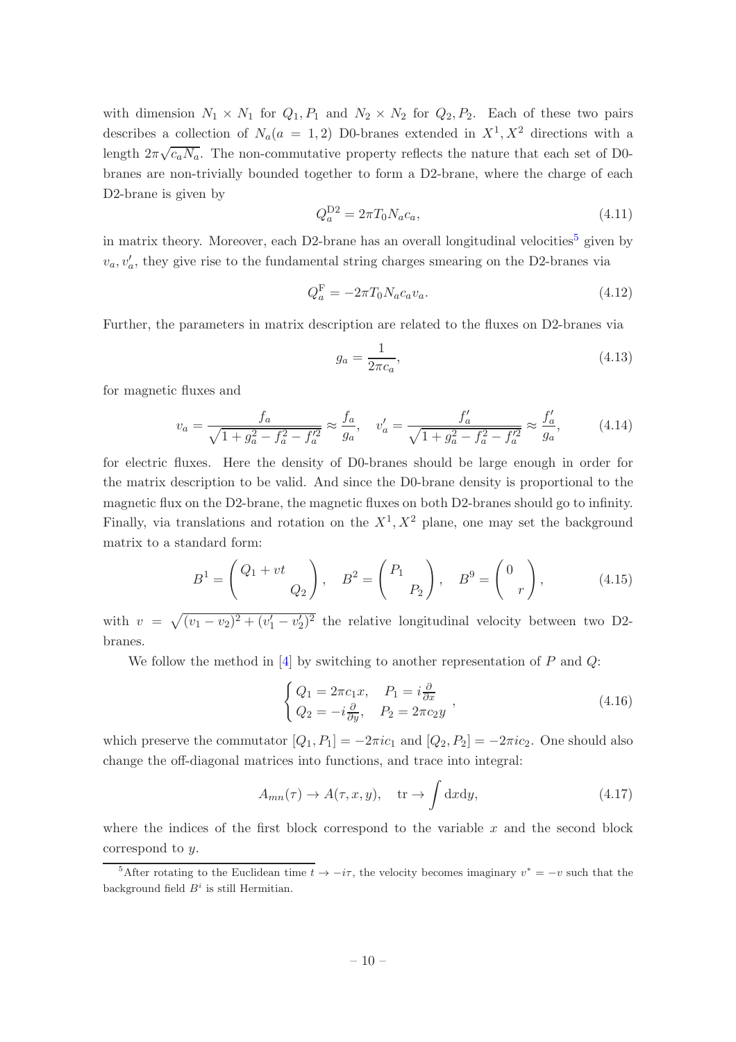with dimension $N_1 \times N_1$ for $Q_1, P_1$ and $N_2 \times N_2$ for $Q_2, P_2$. Each of these two pairs describes a collection of $N_a(a = 1, 2)$ D0-branes extended in $X^1, X^2$ directions with a length $2\pi\sqrt{c_a N_a}$. The non-commutative property reflects the nature that each set of D0-branes are non-trivially bounded together to form a D2-brane, where the charge of each D2-brane is given by

$$Q_a^{\mathrm{D2}} = 2\pi T_0 N_a c_a, \tag{4.11}$$

in matrix theory. Moreover, each D2-brane has an overall longitudinal velocities[5] given by $v_a, v'_a$, they give rise to the fundamental string charges smearing on the D2-branes via

$$Q_a^{\mathrm{F}} = -2\pi T_0 N_a c_a v_a. \tag{4.12}$$

Further, the parameters in matrix description are related to the fluxes on D2-branes via

$$g_a = \frac{1}{2\pi c_a}, \tag{4.13}$$

for magnetic fluxes and

$$v_a = \frac{f_a}{\sqrt{1 + g_a^2 - f_a^2 - f_a'^2}} \approx \frac{f_a}{g_a}, \quad v'_a = \frac{f'_a}{\sqrt{1 + g_a^2 - f_a^2 - f_a'^2}} \approx \frac{f'_a}{g_a}, \tag{4.14}$$

for electric fluxes. Here the density of D0-branes should be large enough in order for the matrix description to be valid. And since the D0-brane density is proportional to the magnetic flux on the D2-brane, the magnetic fluxes on both D2-branes should go to infinity. Finally, via translations and rotation on the $X^1, X^2$ plane, one may set the background matrix to a standard form:

$$B^1 = \begin{pmatrix} Q_1 + vt & \\ & Q_2 \end{pmatrix}, \quad B^2 = \begin{pmatrix} P_1 & \\ & P_2 \end{pmatrix}, \quad B^9 = \begin{pmatrix} 0 & \\ & r \end{pmatrix}, \tag{4.15}$$

with $v = \sqrt{(v_1 - v_2)^2 + (v'_1 - v'_2)^2}$ the relative longitudinal velocity between two D2-branes.

We follow the method in [4] by switching to another representation of $P$ and $Q$:

$$\begin{cases} Q_1 = 2\pi c_1 x, & P_1 = i\frac{\partial}{\partial x} \\ Q_2 = -i\frac{\partial}{\partial y}, & P_2 = 2\pi c_2 y \end{cases}, \tag{4.16}$$

which preserve the commutator $[Q_1, P_1] = -2\pi i c_1$ and $[Q_2, P_2] = -2\pi i c_2$. One should also change the off-diagonal matrices into functions, and trace into integral:

$$A_{mn}(\tau) \to A(\tau, x, y), \quad \mathrm{tr} \to \int \mathrm{d}x\mathrm{d}y, \tag{4.17}$$

where the indices of the first block correspond to the variable $x$ and the second block correspond to $y$.

[5] After rotating to the Euclidean time $t \to -i\tau$, the velocity becomes imaginary $v^* = -v$ such that the background field $B^i$ is still Hermitian.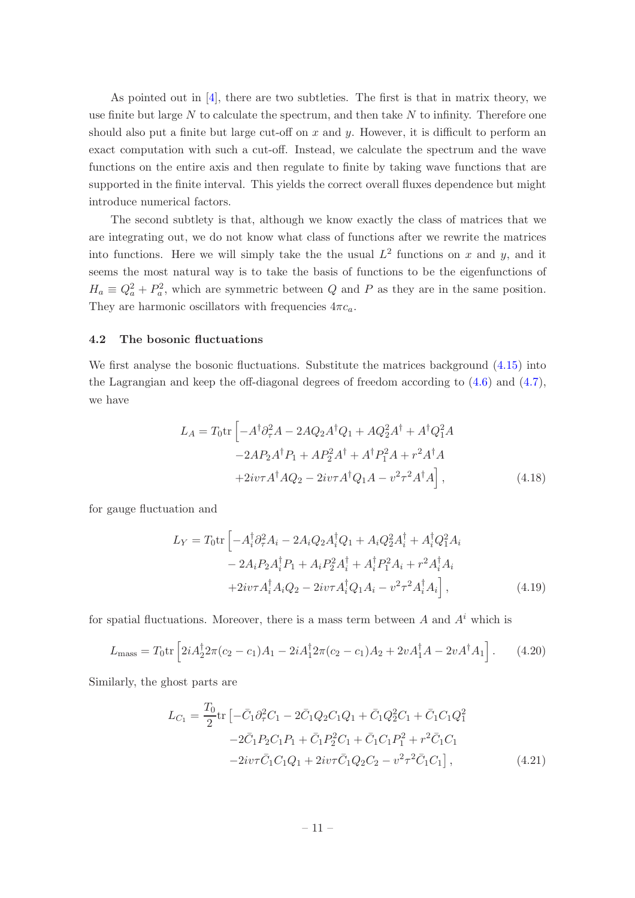As pointed out in [4], there are two subtleties. The first is that in matrix theory, we use finite but large $N$ to calculate the spectrum, and then take $N$ to infinity. Therefore one should also put a finite but large cut-off on $x$ and $y$. However, it is difficult to perform an exact computation with such a cut-off. Instead, we calculate the spectrum and the wave functions on the entire axis and then regulate to finite by taking wave functions that are supported in the finite interval. This yields the correct overall fluxes dependence but might introduce numerical factors.

The second subtlety is that, although we know exactly the class of matrices that we are integrating out, we do not know what class of functions after we rewrite the matrices into functions. Here we will simply take the the usual $L^2$ functions on $x$ and $y$, and it seems the most natural way is to take the basis of functions to be the eigenfunctions of $H_a \equiv Q_a^2 + P_a^2$, which are symmetric between $Q$ and $P$ as they are in the same position. They are harmonic oscillators with frequencies $4\pi c_a$.

### 4.2 The bosonic fluctuations

We first analyse the bosonic fluctuations. Substitute the matrices background (4.15) into the Lagrangian and keep the off-diagonal degrees of freedom according to (4.6) and (4.7), we have

$$
\begin{aligned}
L_A = T_0 \mathrm{tr} \Big[ & -A^\dagger \partial_\tau^2 A - 2AQ_2A^\dagger Q_1 + AQ_2^2A^\dagger + A^\dagger Q_1^2 A \\
& -2AP_2A^\dagger P_1 + AP_2^2A^\dagger + A^\dagger P_1^2 A + r^2 A^\dagger A \\
& +2iv\tau A^\dagger A Q_2 - 2iv\tau A^\dagger Q_1 A - v^2\tau^2 A^\dagger A \Big] ,
\end{aligned} \tag{4.18}
$$

for gauge fluctuation and

$$
\begin{aligned}
L_Y = T_0 \mathrm{tr} \Big[ & -A_i^\dagger \partial_\tau^2 A_i - 2A_iQ_2A_i^\dagger Q_1 + A_iQ_2^2A_i^\dagger + A_i^\dagger Q_1^2 A_i \\
& - 2A_iP_2A_i^\dagger P_1 + A_iP_2^2A_i^\dagger + A_i^\dagger P_1^2 A_i + r^2 A_i^\dagger A_i \\
& +2iv\tau A_i^\dagger A_i Q_2 - 2iv\tau A_i^\dagger Q_1 A_i - v^2\tau^2 A_i^\dagger A_i \Big] ,
\end{aligned} \tag{4.19}
$$

for spatial fluctuations. Moreover, there is a mass term between $A$ and $A^i$ which is

$$
L_{\text{mass}} = T_0 \mathrm{tr} \Big[ 2iA_2^\dagger 2\pi(c_2 - c_1)A_1 - 2iA_1^\dagger 2\pi(c_2 - c_1)A_2 + 2vA_1^\dagger A - 2vA^\dagger A_1 \Big] . \tag{4.20}
$$

Similarly, the ghost parts are

$$
\begin{aligned}
L_{C_1} = \frac{T_0}{2} \mathrm{tr} \big[ & -\bar{C}_1 \partial_\tau^2 C_1 - 2\bar{C}_1 Q_2 C_1 Q_1 + \bar{C}_1 Q_2^2 C_1 + \bar{C}_1 C_1 Q_1^2 \\
& -2\bar{C}_1 P_2 C_1 P_1 + \bar{C}_1 P_2^2 C_1 + \bar{C}_1 C_1 P_1^2 + r^2 \bar{C}_1 C_1 \\
& -2iv\tau \bar{C}_1 C_1 Q_1 + 2iv\tau \bar{C}_1 Q_2 C_2 - v^2\tau^2 \bar{C}_1 C_1 \big] ,
\end{aligned} \tag{4.21}
$$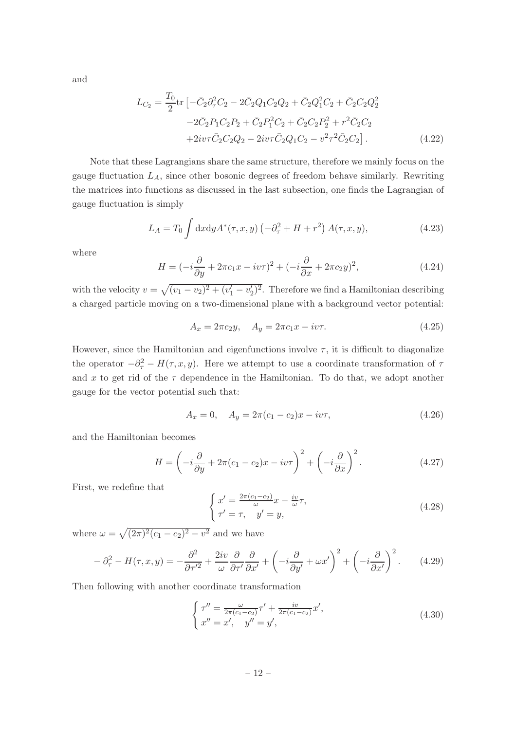and

$$
\begin{aligned}
L_{C_2} = \frac{T_0}{2}\mathrm{tr}\big[ & -\bar{C}_2\partial_\tau^2 C_2 - 2\bar{C}_2 Q_1 C_2 Q_2 + \bar{C}_2 Q_1^2 C_2 + \bar{C}_2 C_2 Q_2^2 \\
& -2\bar{C}_2 P_1 C_2 P_2 + \bar{C}_2 P_1^2 C_2 + \bar{C}_2 C_2 P_2^2 + r^2 \bar{C}_2 C_2 \\
& +2iv\tau \bar{C}_2 C_2 Q_2 - 2iv\tau \bar{C}_2 Q_1 C_2 - v^2\tau^2 \bar{C}_2 C_2\big].
\end{aligned} \tag{4.22}
$$

Note that these Lagrangians share the same structure, therefore we mainly focus on the gauge fluctuation $L_A$, since other bosonic degrees of freedom behave similarly. Rewriting the matrices into functions as discussed in the last subsection, one finds the Lagrangian of gauge fluctuation is simply

$$
L_A = T_0 \int \mathrm{d}x\mathrm{d}y A^*(\tau,x,y)\left(-\partial_\tau^2 + H + r^2\right)A(\tau,x,y), \tag{4.23}
$$

where

$$
H = (-i\frac{\partial}{\partial y} + 2\pi c_1 x - iv\tau)^2 + (-i\frac{\partial}{\partial x} + 2\pi c_2 y)^2, \tag{4.24}
$$

with the velocity $v = \sqrt{(v_1 - v_2)^2 + (v_1' - v_2')^2}$. Therefore we find a Hamiltonian describing a charged particle moving on a two-dimensional plane with a background vector potential:

$$
A_x = 2\pi c_2 y, \quad A_y = 2\pi c_1 x - iv\tau. \tag{4.25}
$$

However, since the Hamiltonian and eigenfunctions involve $\tau$, it is difficult to diagonalize the operator $-\partial_\tau^2 - H(\tau,x,y)$. Here we attempt to use a coordinate transformation of $\tau$ and $x$ to get rid of the $\tau$ dependence in the Hamiltonian. To do that, we adopt another gauge for the vector potential such that:

$$
A_x = 0, \quad A_y = 2\pi(c_1 - c_2)x - iv\tau, \tag{4.26}
$$

and the Hamiltonian becomes

$$
H = \left(-i\frac{\partial}{\partial y} + 2\pi(c_1 - c_2)x - iv\tau\right)^2 + \left(-i\frac{\partial}{\partial x}\right)^2. \tag{4.27}
$$

First, we redefine that

$$
\begin{cases}
x' = \frac{2\pi(c_1 - c_2)}{\omega}x - \frac{iv}{\omega}\tau, \\
\tau' = \tau, \quad y' = y,
\end{cases} \tag{4.28}
$$

where $\omega = \sqrt{(2\pi)^2(c_1 - c_2)^2 - v^2}$ and we have

$$
-\partial_\tau^2 - H(\tau,x,y) = -\frac{\partial^2}{\partial \tau'^2} + \frac{2iv}{\omega}\frac{\partial}{\partial \tau'}\frac{\partial}{\partial x'} + \left(-i\frac{\partial}{\partial y'} + \omega x'\right)^2 + \left(-i\frac{\partial}{\partial x'}\right)^2. \tag{4.29}
$$

Then following with another coordinate transformation

$$
\begin{cases}
\tau'' = \frac{\omega}{2\pi(c_1 - c_2)}\tau' + \frac{iv}{2\pi(c_1 - c_2)}x', \\
x'' = x', \quad y'' = y',
\end{cases} \tag{4.30}
$$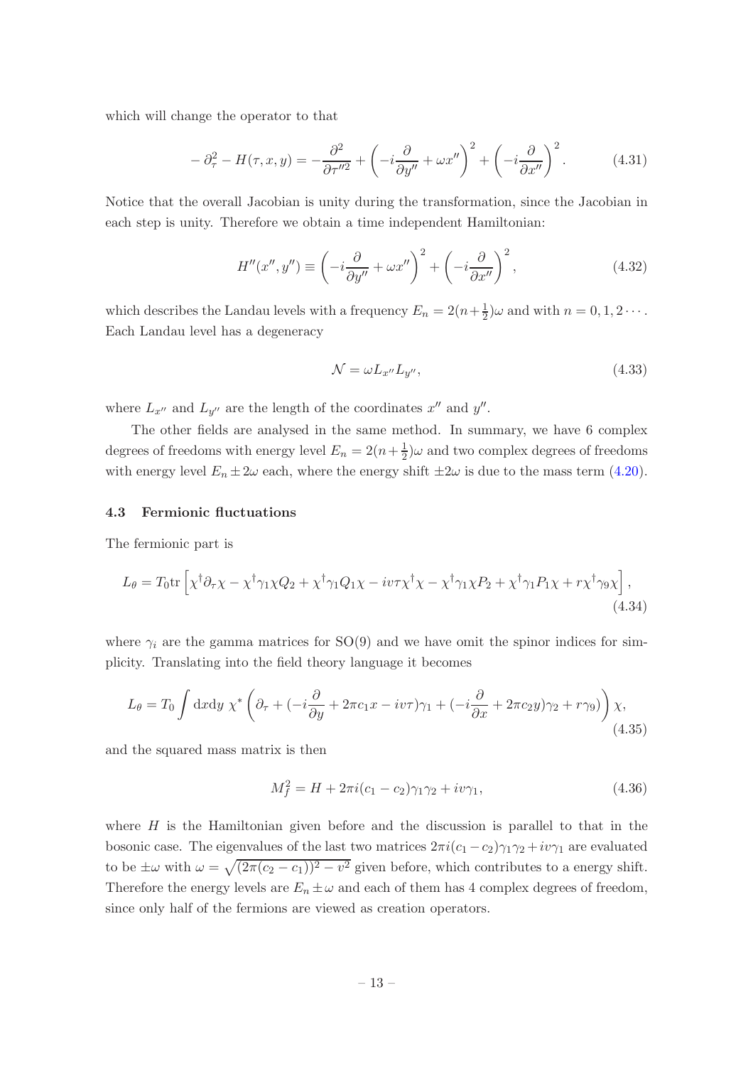which will change the operator to that

$$
-\partial_\tau^2 - H(\tau, x, y) = -\frac{\partial^2}{\partial \tau''^2} + \left(-i\frac{\partial}{\partial y''} + \omega x''\right)^2 + \left(-i\frac{\partial}{\partial x''}\right)^2. \tag{4.31}
$$

Notice that the overall Jacobian is unity during the transformation, since the Jacobian in each step is unity. Therefore we obtain a time independent Hamiltonian:

$$
H''(x'', y'') \equiv \left(-i\frac{\partial}{\partial y''} + \omega x''\right)^2 + \left(-i\frac{\partial}{\partial x''}\right)^2, \tag{4.32}
$$

which describes the Landau levels with a frequency $E_n = 2(n+\frac{1}{2})\omega$ and with $n = 0, 1, 2\cdots$. Each Landau level has a degeneracy

$$
\mathcal{N} = \omega L_{x''} L_{y''}, \tag{4.33}
$$

where $L_{x''}$ and $L_{y''}$ are the length of the coordinates $x''$ and $y''$.

The other fields are analysed in the same method. In summary, we have 6 complex degrees of freedoms with energy level $E_n = 2(n+\frac{1}{2})\omega$ and two complex degrees of freedoms with energy level $E_n \pm 2\omega$ each, where the energy shift $\pm 2\omega$ is due to the mass term (4.20).

### 4.3 Fermionic fluctuations

The fermionic part is

$$
L_\theta = T_0 \mathrm{tr}\left[\chi^\dagger \partial_\tau \chi - \chi^\dagger \gamma_1 \chi Q_2 + \chi^\dagger \gamma_1 Q_1 \chi - iv\tau \chi^\dagger \chi - \chi^\dagger \gamma_1 \chi P_2 + \chi^\dagger \gamma_1 P_1 \chi + r\chi^\dagger \gamma_9 \chi\right], \tag{4.34}
$$

where $\gamma_i$ are the gamma matrices for SO(9) and we have omit the spinor indices for simplicity. Translating into the field theory language it becomes

$$
L_\theta = T_0 \int \mathrm{d}x\mathrm{d}y\ \chi^* \left(\partial_\tau + (-i\frac{\partial}{\partial y} + 2\pi c_1 x - iv\tau)\gamma_1 + (-i\frac{\partial}{\partial x} + 2\pi c_2 y)\gamma_2 + r\gamma_9\right)\chi, \tag{4.35}
$$

and the squared mass matrix is then

$$
M_f^2 = H + 2\pi i(c_1 - c_2)\gamma_1\gamma_2 + iv\gamma_1, \tag{4.36}
$$

where $H$ is the Hamiltonian given before and the discussion is parallel to that in the bosonic case. The eigenvalues of the last two matrices $2\pi i(c_1 - c_2)\gamma_1\gamma_2 + iv\gamma_1$ are evaluated to be $\pm\omega$ with $\omega = \sqrt{(2\pi(c_2 - c_1))^2 - v^2}$ given before, which contributes to a energy shift. Therefore the energy levels are $E_n \pm \omega$ and each of them has 4 complex degrees of freedom, since only half of the fermions are viewed as creation operators.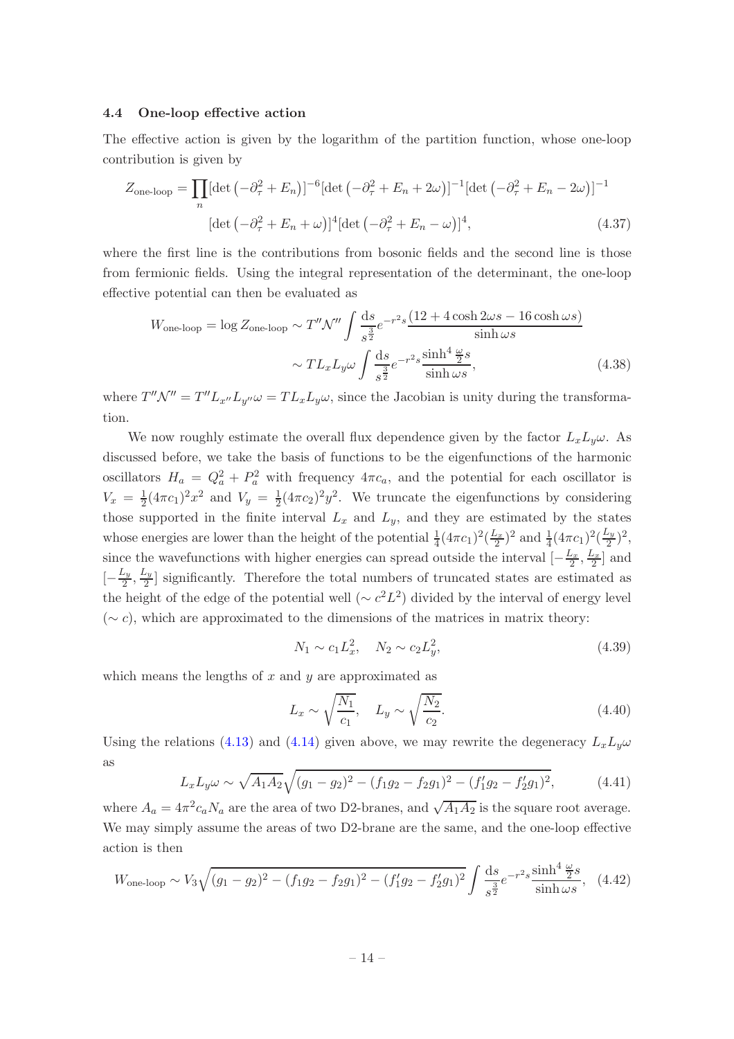### 4.4 One-loop effective action

The effective action is given by the logarithm of the partition function, whose one-loop contribution is given by

$$
\begin{aligned}
Z_{\text{one-loop}} = \prod_n & [\det\left(-\partial_\tau^2 + E_n\right)]^{-6} [\det\left(-\partial_\tau^2 + E_n + 2\omega\right)]^{-1} [\det\left(-\partial_\tau^2 + E_n - 2\omega\right)]^{-1} \\
& [\det\left(-\partial_\tau^2 + E_n + \omega\right)]^{4} [\det\left(-\partial_\tau^2 + E_n - \omega\right)]^{4},
\end{aligned} \tag{4.37}
$$

where the first line is the contributions from bosonic fields and the second line is those from fermionic fields. Using the integral representation of the determinant, the one-loop effective potential can then be evaluated as

$$
\begin{aligned}
W_{\text{one-loop}} = \log Z_{\text{one-loop}} &\sim T''\mathcal{N}'' \int \frac{\mathrm{d}s}{s^{\frac{3}{2}}} e^{-r^2 s} \frac{(12 + 4\cosh 2\omega s - 16\cosh \omega s)}{\sinh \omega s} \\
&\sim T L_x L_y \omega \int \frac{\mathrm{d}s}{s^{\frac{3}{2}}} e^{-r^2 s} \frac{\sinh^4 \frac{\omega}{2} s}{\sinh \omega s},
\end{aligned} \tag{4.38}
$$

where $T''\mathcal{N}'' = T'' L_{x''} L_{y''} \omega = T L_x L_y \omega$, since the Jacobian is unity during the transformation.

We now roughly estimate the overall flux dependence given by the factor $L_x L_y \omega$. As discussed before, we take the basis of functions to be the eigenfunctions of the harmonic oscillators $H_a = Q_a^2 + P_a^2$ with frequency $4\pi c_a$, and the potential for each oscillator is $V_x = \frac{1}{2}(4\pi c_1)^2 x^2$ and $V_y = \frac{1}{2}(4\pi c_2)^2 y^2$. We truncate the eigenfunctions by considering those supported in the finite interval $L_x$ and $L_y$, and they are estimated by the states whose energies are lower than the height of the potential $\frac{1}{4}(4\pi c_1)^2 (\frac{L_x}{2})^2$ and $\frac{1}{4}(4\pi c_1)^2 (\frac{L_y}{2})^2$, since the wavefunctions with higher energies can spread outside the interval $[-\frac{L_x}{2}, \frac{L_x}{2}]$ and $[-\frac{L_y}{2}, \frac{L_y}{2}]$ significantly. Therefore the total numbers of truncated states are estimated as the height of the edge of the potential well ($\sim c^2 L^2$) divided by the interval of energy level ($\sim c$), which are approximated to the dimensions of the matrices in matrix theory:

$$
N_1 \sim c_1 L_x^2, \quad N_2 \sim c_2 L_y^2, \tag{4.39}
$$

which means the lengths of $x$ and $y$ are approximated as

$$
L_x \sim \sqrt{\frac{N_1}{c_1}}, \quad L_y \sim \sqrt{\frac{N_2}{c_2}}. \tag{4.40}
$$

Using the relations (4.13) and (4.14) given above, we may rewrite the degeneracy $L_x L_y \omega$ as

$$
L_x L_y \omega \sim \sqrt{A_1 A_2} \sqrt{(g_1 - g_2)^2 - (f_1 g_2 - f_2 g_1)^2 - (f_1' g_2 - f_2' g_1)^2}, \tag{4.41}
$$

where $A_a = 4\pi^2 c_a N_a$ are the area of two D2-branes, and $\sqrt{A_1 A_2}$ is the square root average. We may simply assume the areas of two D2-brane are the same, and the one-loop effective action is then

$$
W_{\text{one-loop}} \sim V_3 \sqrt{(g_1 - g_2)^2 - (f_1 g_2 - f_2 g_1)^2 - (f_1' g_2 - f_2' g_1)^2} \int \frac{\mathrm{d}s}{s^{\frac{3}{2}}} e^{-r^2 s} \frac{\sinh^4 \frac{\omega}{2} s}{\sinh \omega s}, \tag{4.42}
$$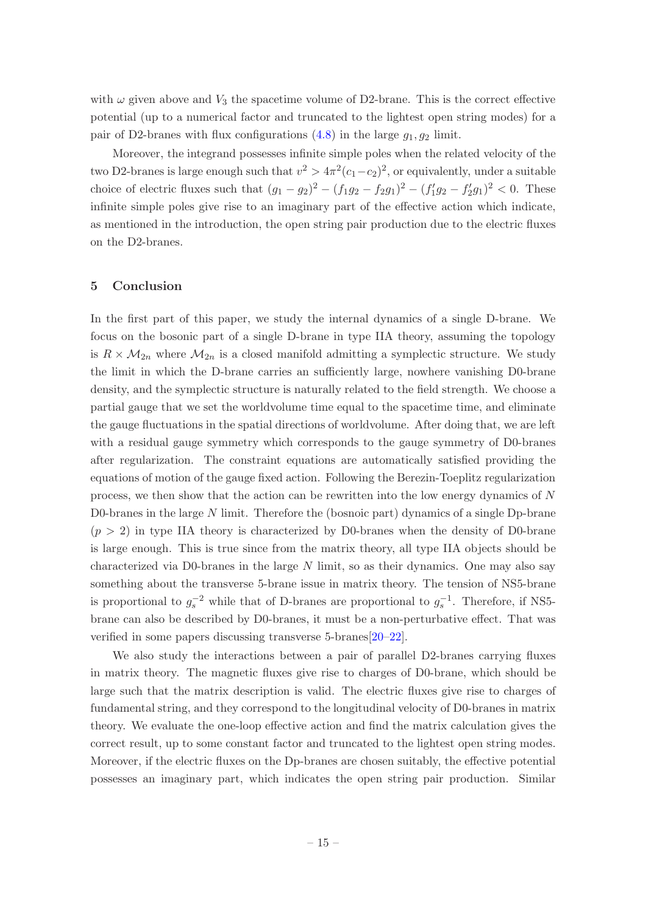with $\omega$ given above and $V_3$ the spacetime volume of D2-brane. This is the correct effective potential (up to a numerical factor and truncated to the lightest open string modes) for a pair of D2-branes with flux configurations (4.8) in the large $g_1, g_2$ limit.

Moreover, the integrand possesses infinite simple poles when the related velocity of the two D2-branes is large enough such that $v^2 > 4\pi^2(c_1-c_2)^2$, or equivalently, under a suitable choice of electric fluxes such that $(g_1-g_2)^2 - (f_1g_2-f_2g_1)^2 - (f_1'g_2-f_2'g_1)^2 < 0$. These infinite simple poles give rise to an imaginary part of the effective action which indicate, as mentioned in the introduction, the open string pair production due to the electric fluxes on the D2-branes.

## 5 Conclusion

In the first part of this paper, we study the internal dynamics of a single D-brane. We focus on the bosonic part of a single D-brane in type IIA theory, assuming the topology is $R \times \mathcal{M}_{2n}$ where $\mathcal{M}_{2n}$ is a closed manifold admitting a symplectic structure. We study the limit in which the D-brane carries an sufficiently large, nowhere vanishing D0-brane density, and the symplectic structure is naturally related to the field strength. We choose a partial gauge that we set the worldvolume time equal to the spacetime time, and eliminate the gauge fluctuations in the spatial directions of worldvolume. After doing that, we are left with a residual gauge symmetry which corresponds to the gauge symmetry of D0-branes after regularization. The constraint equations are automatically satisfied providing the equations of motion of the gauge fixed action. Following the Berezin-Toeplitz regularization process, we then show that the action can be rewritten into the low energy dynamics of $N$ D0-branes in the large $N$ limit. Therefore the (bosnoic part) dynamics of a single Dp-brane ($p > 2$) in type IIA theory is characterized by D0-branes when the density of D0-brane is large enough. This is true since from the matrix theory, all type IIA objects should be characterized via D0-branes in the large $N$ limit, so as their dynamics. One may also say something about the transverse 5-brane issue in matrix theory. The tension of NS5-brane is proportional to $g_s^{-2}$ while that of D-branes are proportional to $g_s^{-1}$. Therefore, if NS5-brane can also be described by D0-branes, it must be a non-perturbative effect. That was verified in some papers discussing transverse 5-branes[20–22].

We also study the interactions between a pair of parallel D2-branes carrying fluxes in matrix theory. The magnetic fluxes give rise to charges of D0-brane, which should be large such that the matrix description is valid. The electric fluxes give rise to charges of fundamental string, and they correspond to the longitudinal velocity of D0-branes in matrix theory. We evaluate the one-loop effective action and find the matrix calculation gives the correct result, up to some constant factor and truncated to the lightest open string modes. Moreover, if the electric fluxes on the Dp-branes are chosen suitably, the effective potential possesses an imaginary part, which indicates the open string pair production. Similar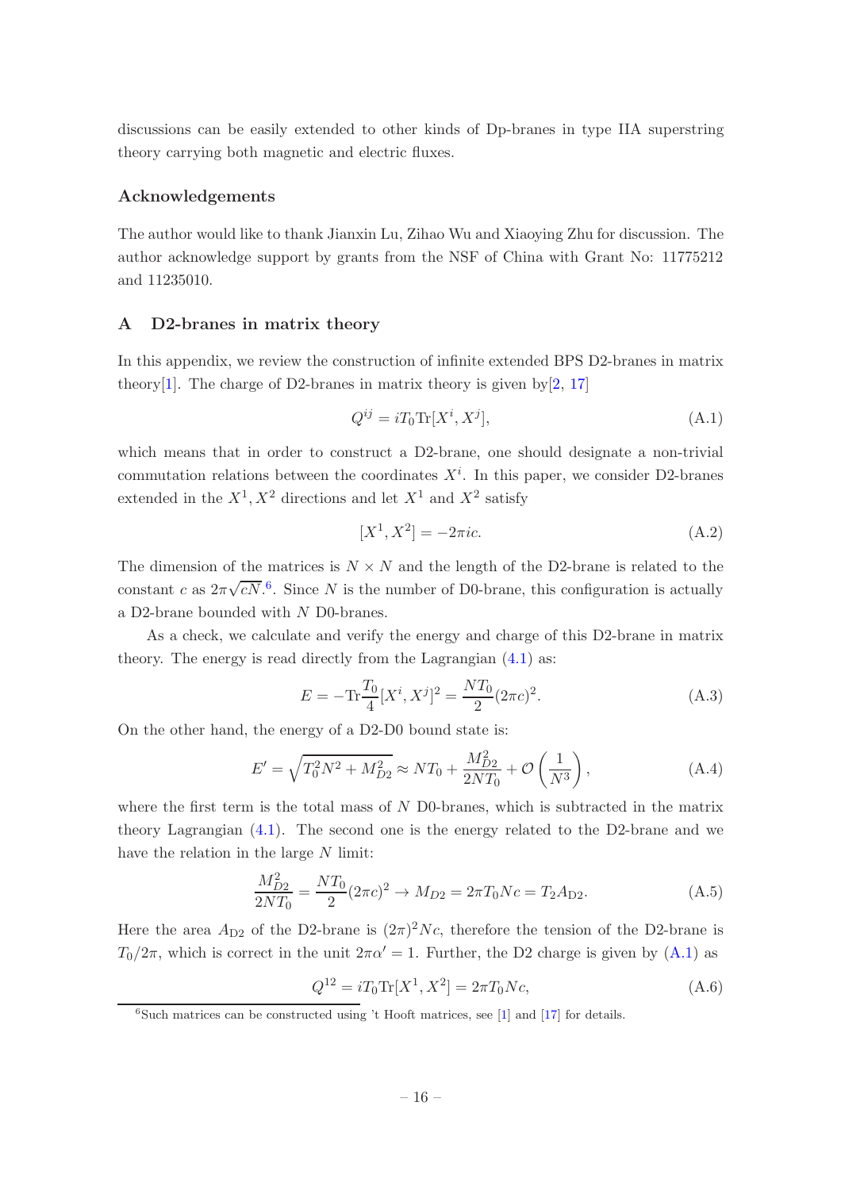discussions can be easily extended to other kinds of Dp-branes in type IIA superstring theory carrying both magnetic and electric fluxes.

### Acknowledgements

The author would like to thank Jianxin Lu, Zihao Wu and Xiaoying Zhu for discussion. The author acknowledge support by grants from the NSF of China with Grant No: 11775212 and 11235010.

## A D2-branes in matrix theory

In this appendix, we review the construction of infinite extended BPS D2-branes in matrix theory[1]. The charge of D2-branes in matrix theory is given by[2, 17]

$$Q^{ij} = iT_0 \mathrm{Tr}[X^i, X^j], \tag{A.1}$$

which means that in order to construct a D2-brane, one should designate a non-trivial commutation relations between the coordinates $X^i$. In this paper, we consider D2-branes extended in the $X^1, X^2$ directions and let $X^1$ and $X^2$ satisfy

$$[X^1, X^2] = -2\pi i c. \tag{A.2}$$

The dimension of the matrices is $N \times N$ and the length of the D2-brane is related to the constant $c$ as $2\pi\sqrt{cN}$.[6] Since $N$ is the number of D0-brane, this configuration is actually a D2-brane bounded with $N$ D0-branes.

As a check, we calculate and verify the energy and charge of this D2-brane in matrix theory. The energy is read directly from the Lagrangian (4.1) as:

$$E = -\mathrm{Tr}\frac{T_0}{4}[X^i, X^j]^2 = \frac{NT_0}{2}(2\pi c)^2. \tag{A.3}$$

On the other hand, the energy of a D2-D0 bound state is:

$$E' = \sqrt{T_0^2 N^2 + M_{D2}^2} \approx NT_0 + \frac{M_{D2}^2}{2NT_0} + \mathcal{O}\left(\frac{1}{N^3}\right), \tag{A.4}$$

where the first term is the total mass of $N$ D0-branes, which is subtracted in the matrix theory Lagrangian (4.1). The second one is the energy related to the D2-brane and we have the relation in the large $N$ limit:

$$\frac{M_{D2}^2}{2NT_0} = \frac{NT_0}{2}(2\pi c)^2 \to M_{D2} = 2\pi T_0 N c = T_2 A_{\mathrm{D2}}. \tag{A.5}$$

Here the area $A_{\mathrm{D2}}$ of the D2-brane is $(2\pi)^2 Nc$, therefore the tension of the D2-brane is $T_0/2\pi$, which is correct in the unit $2\pi\alpha' = 1$. Further, the D2 charge is given by (A.1) as

$$Q^{12} = iT_0 \mathrm{Tr}[X^1, X^2] = 2\pi T_0 N c, \tag{A.6}$$

[6] Such matrices can be constructed using 't Hooft matrices, see [1] and [17] for details.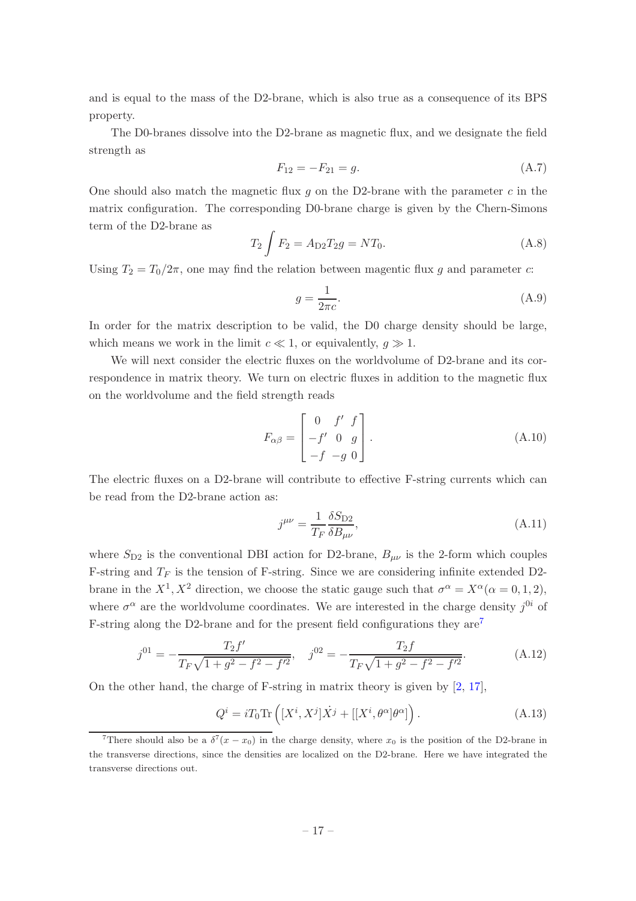and is equal to the mass of the D2-brane, which is also true as a consequence of its BPS property.

The D0-branes dissolve into the D2-brane as magnetic flux, and we designate the field strength as

$$F_{12} = -F_{21} = g. \tag{A.7}$$

One should also match the magnetic flux $g$ on the D2-brane with the parameter $c$ in the matrix configuration. The corresponding D0-brane charge is given by the Chern-Simons term of the D2-brane as

$$T_2 \int F_2 = A_{\rm D2} T_2 g = N T_0. \tag{A.8}$$

Using $T_2 = T_0/2\pi$, one may find the relation between magentic flux $g$ and parameter $c$:

$$g = \frac{1}{2\pi c}. \tag{A.9}$$

In order for the matrix description to be valid, the D0 charge density should be large, which means we work in the limit $c \ll 1$, or equivalently, $g \gg 1$.

We will next consider the electric fluxes on the worldvolume of D2-brane and its correspondence in matrix theory. We turn on electric fluxes in addition to the magnetic flux on the worldvolume and the field strength reads

$$F_{\alpha\beta} = \begin{bmatrix} 0 & f' & f \\ -f' & 0 & g \\ -f & -g & 0 \end{bmatrix}. \tag{A.10}$$

The electric fluxes on a D2-brane will contribute to effective F-string currents which can be read from the D2-brane action as:

$$j^{\mu\nu} = \frac{1}{T_F} \frac{\delta S_{\rm D2}}{\delta B_{\mu\nu}}, \tag{A.11}$$

where $S_{\rm D2}$ is the conventional DBI action for D2-brane, $B_{\mu\nu}$ is the 2-form which couples F-string and $T_F$ is the tension of F-string. Since we are considering infinite extended D2-brane in the $X^1, X^2$ direction, we choose the static gauge such that $\sigma^\alpha = X^\alpha (\alpha = 0, 1, 2)$, where $\sigma^\alpha$ are the worldvolume coordinates. We are interested in the charge density $j^{0i}$ of F-string along the D2-brane and for the present field configurations they are[7]

$$j^{01} = -\frac{T_2 f'}{T_F \sqrt{1 + g^2 - f^2 - f'^2}}, \quad j^{02} = -\frac{T_2 f}{T_F \sqrt{1 + g^2 - f^2 - f'^2}}. \tag{A.12}$$

On the other hand, the charge of F-string in matrix theory is given by [2, 17],

$$Q^i = i T_0 {\rm Tr} \left( [X^i, X^j] \dot{X}^j + [[X^i, \theta^\alpha] \theta^\alpha] \right). \tag{A.13}$$

[7]There should also be a $\delta^7(x - x_0)$ in the charge density, where $x_0$ is the position of the D2-brane in the transverse directions, since the densities are localized on the D2-brane. Here we have integrated the transverse directions out.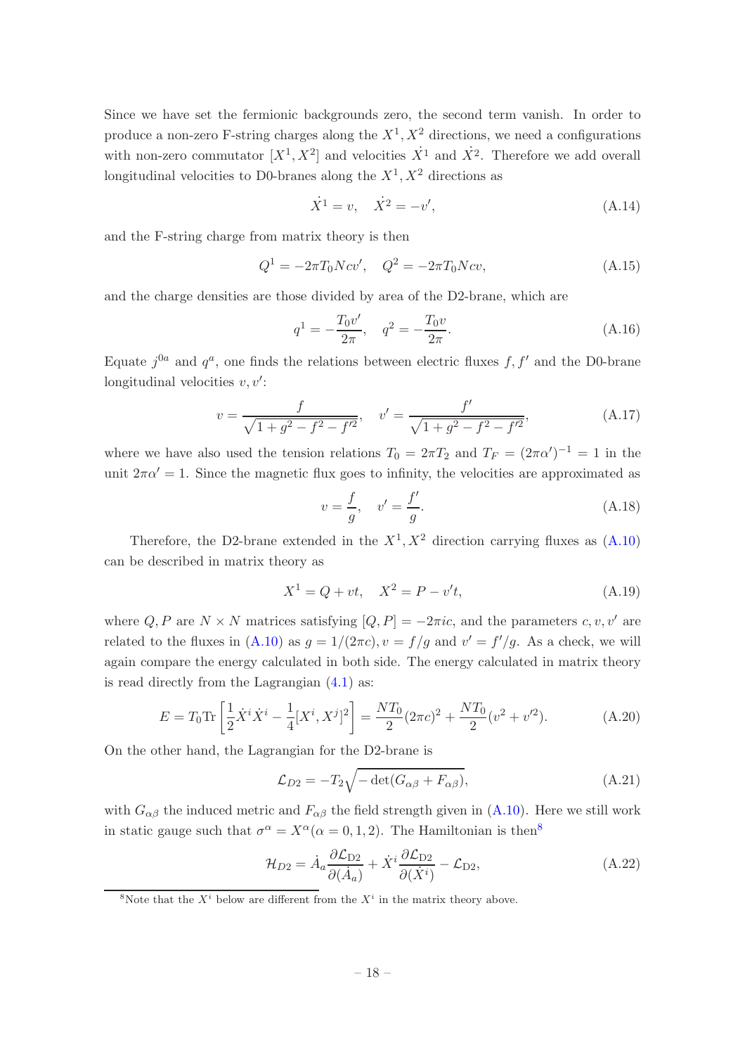Since we have set the fermionic backgrounds zero, the second term vanish. In order to produce a non-zero F-string charges along the $X^1, X^2$ directions, we need a configurations with non-zero commutator $[X^1, X^2]$ and velocities $\dot{X}^1$ and $\dot{X}^2$. Therefore we add overall longitudinal velocities to D0-branes along the $X^1, X^2$ directions as

$$\dot{X}^1 = v, \quad \dot{X}^2 = -v', \tag{A.14}$$

and the F-string charge from matrix theory is then

$$Q^1 = -2\pi T_0 N c v', \quad Q^2 = -2\pi T_0 N c v, \tag{A.15}$$

and the charge densities are those divided by area of the D2-brane, which are

$$q^1 = -\frac{T_0 v'}{2\pi}, \quad q^2 = -\frac{T_0 v}{2\pi}. \tag{A.16}$$

Equate $j^{0a}$ and $q^a$, one finds the relations between electric fluxes $f, f'$ and the D0-brane longitudinal velocities $v, v'$:

$$v = \frac{f}{\sqrt{1 + g^2 - f^2 - f'^2}}, \quad v' = \frac{f'}{\sqrt{1 + g^2 - f^2 - f'^2}}, \tag{A.17}$$

where we have also used the tension relations $T_0 = 2\pi T_2$ and $T_F = (2\pi\alpha')^{-1} = 1$ in the unit $2\pi\alpha' = 1$. Since the magnetic flux goes to infinity, the velocities are approximated as

$$v = \frac{f}{g}, \quad v' = \frac{f'}{g}. \tag{A.18}$$

Therefore, the D2-brane extended in the $X^1, X^2$ direction carrying fluxes as (A.10) can be described in matrix theory as

$$X^1 = Q + vt, \quad X^2 = P - v't, \tag{A.19}$$

where $Q, P$ are $N \times N$ matrices satisfying $[Q, P] = -2\pi i c$, and the parameters $c, v, v'$ are related to the fluxes in (A.10) as $g = 1/(2\pi c), v = f/g$ and $v' = f'/g$. As a check, we will again compare the energy calculated in both side. The energy calculated in matrix theory is read directly from the Lagrangian (4.1) as:

$$E = T_0 \mathrm{Tr}\left[\frac{1}{2}\dot{X}^i \dot{X}^i - \frac{1}{4}[X^i, X^j]^2\right] = \frac{N T_0}{2}(2\pi c)^2 + \frac{N T_0}{2}(v^2 + v'^2). \tag{A.20}$$

On the other hand, the Lagrangian for the D2-brane is

$$\mathcal{L}_{D2} = -T_2 \sqrt{-\det(G_{\alpha\beta} + F_{\alpha\beta})}, \tag{A.21}$$

with $G_{\alpha\beta}$ the induced metric and $F_{\alpha\beta}$ the field strength given in (A.10). Here we still work in static gauge such that $\sigma^\alpha = X^\alpha (\alpha = 0, 1, 2)$. The Hamiltonian is then[8]

$$\mathcal{H}_{D2} = \dot{A}_a \frac{\partial \mathcal{L}_{\mathrm{D2}}}{\partial(\dot{A}_a)} + \dot{X}^i \frac{\partial \mathcal{L}_{\mathrm{D2}}}{\partial(\dot{X}^i)} - \mathcal{L}_{\mathrm{D2}}, \tag{A.22}$$

[8] Note that the $X^i$ below are different from the $X^i$ in the matrix theory above.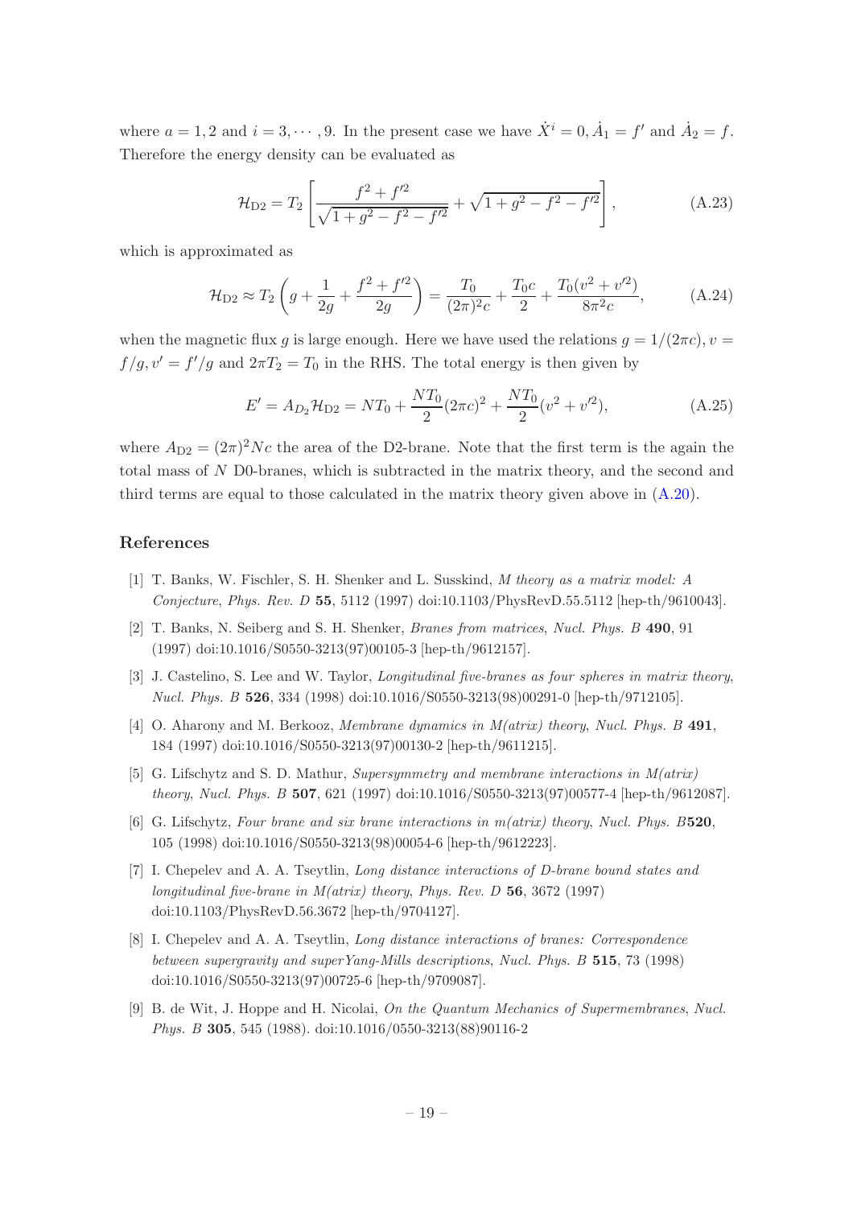where $a = 1, 2$ and $i = 3, \cdots, 9$. In the present case we have $\dot{X}^i = 0, \dot{A}_1 = f'$ and $\dot{A}_2 = f$. Therefore the energy density can be evaluated as

$$
\mathcal{H}_{\rm D2} = T_2 \left[ \frac{f^2 + f'^2}{\sqrt{1 + g^2 - f^2 - f'^2}} + \sqrt{1 + g^2 - f^2 - f'^2} \right], \tag{A.23}
$$

which is approximated as

$$
\mathcal{H}_{\rm D2} \approx T_2 \left( g + \frac{1}{2g} + \frac{f^2 + f'^2}{2g} \right) = \frac{T_0}{(2\pi)^2 c} + \frac{T_0 c}{2} + \frac{T_0 (v^2 + v'^2)}{8\pi^2 c}, \tag{A.24}
$$

when the magnetic flux $g$ is large enough. Here we have used the relations $g = 1/(2\pi c), v = f/g, v' = f'/g$ and $2\pi T_2 = T_0$ in the RHS. The total energy is then given by

$$
E' = A_{D_2} \mathcal{H}_{\rm D2} = N T_0 + \frac{N T_0}{2} (2\pi c)^2 + \frac{N T_0}{2} (v^2 + v'^2), \tag{A.25}
$$

where $A_{\rm D2} = (2\pi)^2 N c$ the area of the D2-brane. Note that the first term is the again the total mass of $N$ D0-branes, which is subtracted in the matrix theory, and the second and third terms are equal to those calculated in the matrix theory given above in (A.20).

## References

[1] T. Banks, W. Fischler, S. H. Shenker and L. Susskind, *M theory as a matrix model: A Conjecture*, *Phys. Rev. D* **55**, 5112 (1997) doi:10.1103/PhysRevD.55.5112 [hep-th/9610043].

[2] T. Banks, N. Seiberg and S. H. Shenker, *Branes from matrices*, *Nucl. Phys. B* **490**, 91 (1997) doi:10.1016/S0550-3213(97)00105-3 [hep-th/9612157].

[3] J. Castelino, S. Lee and W. Taylor, *Longitudinal five-branes as four spheres in matrix theory*, *Nucl. Phys. B* **526**, 334 (1998) doi:10.1016/S0550-3213(98)00291-0 [hep-th/9712105].

[4] O. Aharony and M. Berkooz, *Membrane dynamics in M(atrix) theory*, *Nucl. Phys. B* **491**, 184 (1997) doi:10.1016/S0550-3213(97)00130-2 [hep-th/9611215].

[5] G. Lifschytz and S. D. Mathur, *Supersymmetry and membrane interactions in M(atrix) theory*, *Nucl. Phys. B* **507**, 621 (1997) doi:10.1016/S0550-3213(97)00577-4 [hep-th/9612087].

[6] G. Lifschytz, *Four brane and six brane interactions in m(atrix) theory*, *Nucl. Phys. B***520**, 105 (1998) doi:10.1016/S0550-3213(98)00054-6 [hep-th/9612223].

[7] I. Chepelev and A. A. Tseytlin, *Long distance interactions of D-brane bound states and longitudinal five-brane in M(atrix) theory*, *Phys. Rev. D* **56**, 3672 (1997) doi:10.1103/PhysRevD.56.3672 [hep-th/9704127].

[8] I. Chepelev and A. A. Tseytlin, *Long distance interactions of branes: Correspondence between supergravity and superYang-Mills descriptions*, *Nucl. Phys. B* **515**, 73 (1998) doi:10.1016/S0550-3213(97)00725-6 [hep-th/9709087].

[9] B. de Wit, J. Hoppe and H. Nicolai, *On the Quantum Mechanics of Supermembranes*, *Nucl. Phys. B* **305**, 545 (1988). doi:10.1016/0550-3213(88)90116-2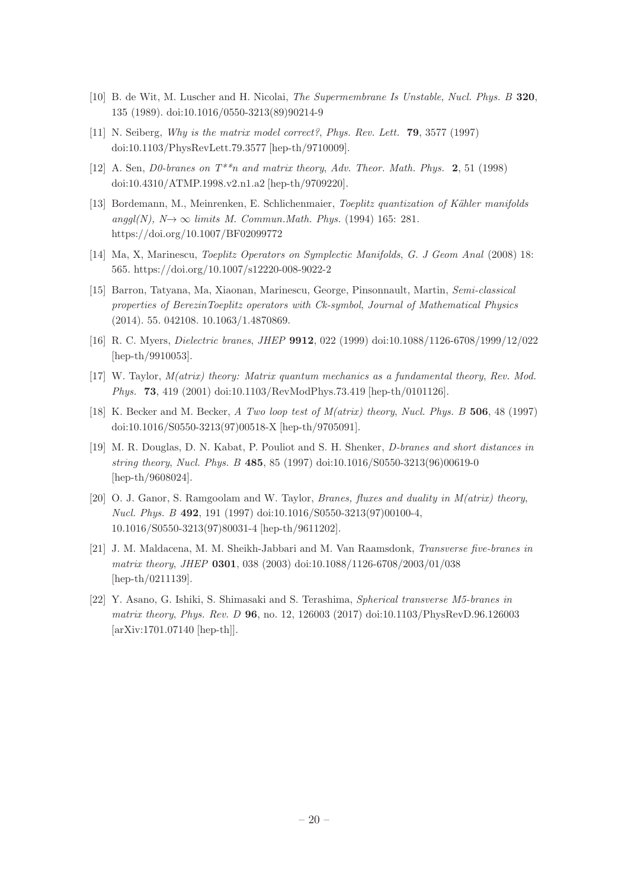[10] B. de Wit, M. Luscher and H. Nicolai, *The Supermembrane Is Unstable*, *Nucl. Phys. B* **320**, 135 (1989). doi:10.1016/0550-3213(89)90214-9

[11] N. Seiberg, *Why is the matrix model correct?*, *Phys. Rev. Lett.* **79**, 3577 (1997) doi:10.1103/PhysRevLett.79.3577 [hep-th/9710009].

[12] A. Sen, *D0-branes on T**n and matrix theory*, *Adv. Theor. Math. Phys.* **2**, 51 (1998) doi:10.4310/ATMP.1998.v2.n1.a2 [hep-th/9709220].

[13] Bordemann, M., Meinrenken, E. Schlichenmaier, *Toeplitz quantization of Kähler manifolds anggl(N), N→ ∞ limits M. Commun.Math. Phys.* (1994) 165: 281. https://doi.org/10.1007/BF02099772

[14] Ma, X, Marinescu, *Toeplitz Operators on Symplectic Manifolds*, *G. J Geom Anal* (2008) 18: 565. https://doi.org/10.1007/s12220-008-9022-2

[15] Barron, Tatyana, Ma, Xiaonan, Marinescu, George, Pinsonnault, Martin, *Semi-classical properties of BerezinToeplitz operators with Ck-symbol*, *Journal of Mathematical Physics* (2014). 55. 042108. 10.1063/1.4870869.

[16] R. C. Myers, *Dielectric branes*, *JHEP* **9912**, 022 (1999) doi:10.1088/1126-6708/1999/12/022 [hep-th/9910053].

[17] W. Taylor, *M(atrix) theory: Matrix quantum mechanics as a fundamental theory*, *Rev. Mod. Phys.* **73**, 419 (2001) doi:10.1103/RevModPhys.73.419 [hep-th/0101126].

[18] K. Becker and M. Becker, *A Two loop test of M(atrix) theory*, *Nucl. Phys. B* **506**, 48 (1997) doi:10.1016/S0550-3213(97)00518-X [hep-th/9705091].

[19] M. R. Douglas, D. N. Kabat, P. Pouliot and S. H. Shenker, *D-branes and short distances in string theory*, *Nucl. Phys. B* **485**, 85 (1997) doi:10.1016/S0550-3213(96)00619-0 [hep-th/9608024].

[20] O. J. Ganor, S. Ramgoolam and W. Taylor, *Branes, fluxes and duality in M(atrix) theory*, *Nucl. Phys. B* **492**, 191 (1997) doi:10.1016/S0550-3213(97)00100-4, 10.1016/S0550-3213(97)80031-4 [hep-th/9611202].

[21] J. M. Maldacena, M. M. Sheikh-Jabbari and M. Van Raamsdonk, *Transverse five-branes in matrix theory*, *JHEP* **0301**, 038 (2003) doi:10.1088/1126-6708/2003/01/038 [hep-th/0211139].

[22] Y. Asano, G. Ishiki, S. Shimasaki and S. Terashima, *Spherical transverse M5-branes in matrix theory*, *Phys. Rev. D* **96**, no. 12, 126003 (2017) doi:10.1103/PhysRevD.96.126003 [arXiv:1701.07140 [hep-th]].